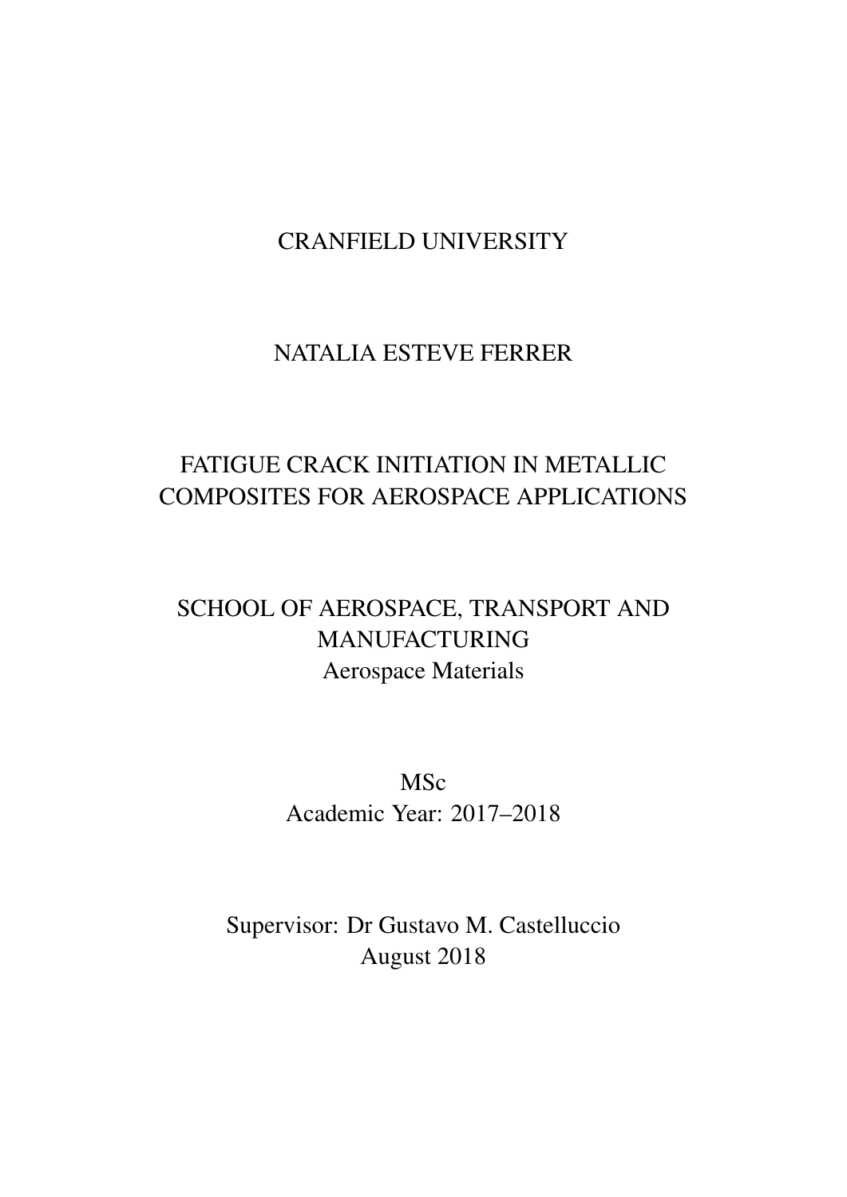CRANFIELD UNIVERSITY

NATALIA ESTEVE FERRER

# FATIGUE CRACK INITIATION IN METALLIC COMPOSITES FOR AEROSPACE APPLICATIONS

SCHOOL OF AEROSPACE, TRANSPORT AND MANUFACTURING
Aerospace Materials

MSc
Academic Year: 2017–2018

Supervisor: Dr Gustavo M. Castelluccio
August 2018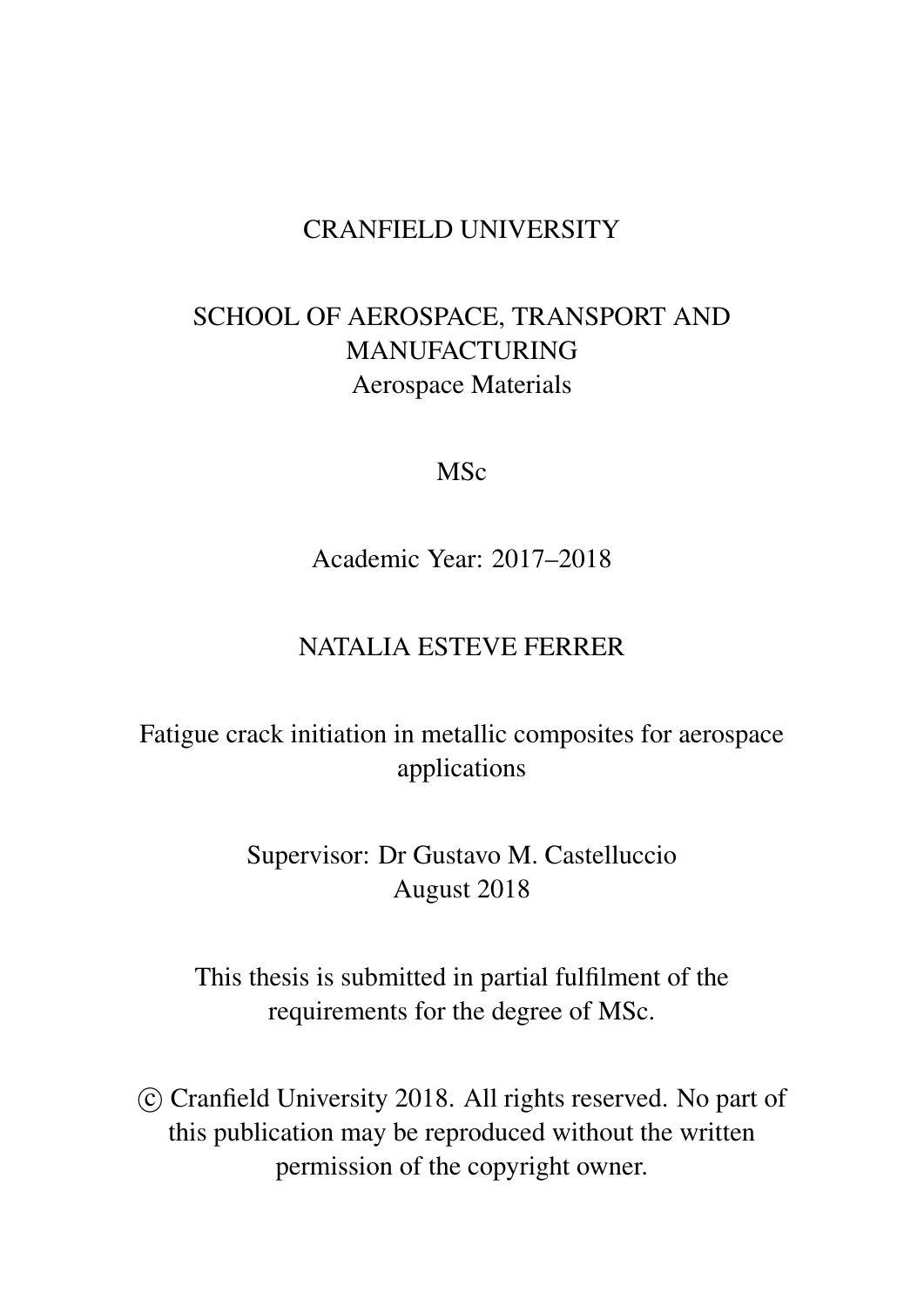CRANFIELD UNIVERSITY

SCHOOL OF AEROSPACE, TRANSPORT AND MANUFACTURING
Aerospace Materials

MSc

Academic Year: 2017–2018

NATALIA ESTEVE FERRER

Fatigue crack initiation in metallic composites for aerospace applications

Supervisor: Dr Gustavo M. Castelluccio
August 2018

This thesis is submitted in partial fulfilment of the requirements for the degree of MSc.

© Cranfield University 2018. All rights reserved. No part of this publication may be reproduced without the written permission of the copyright owner.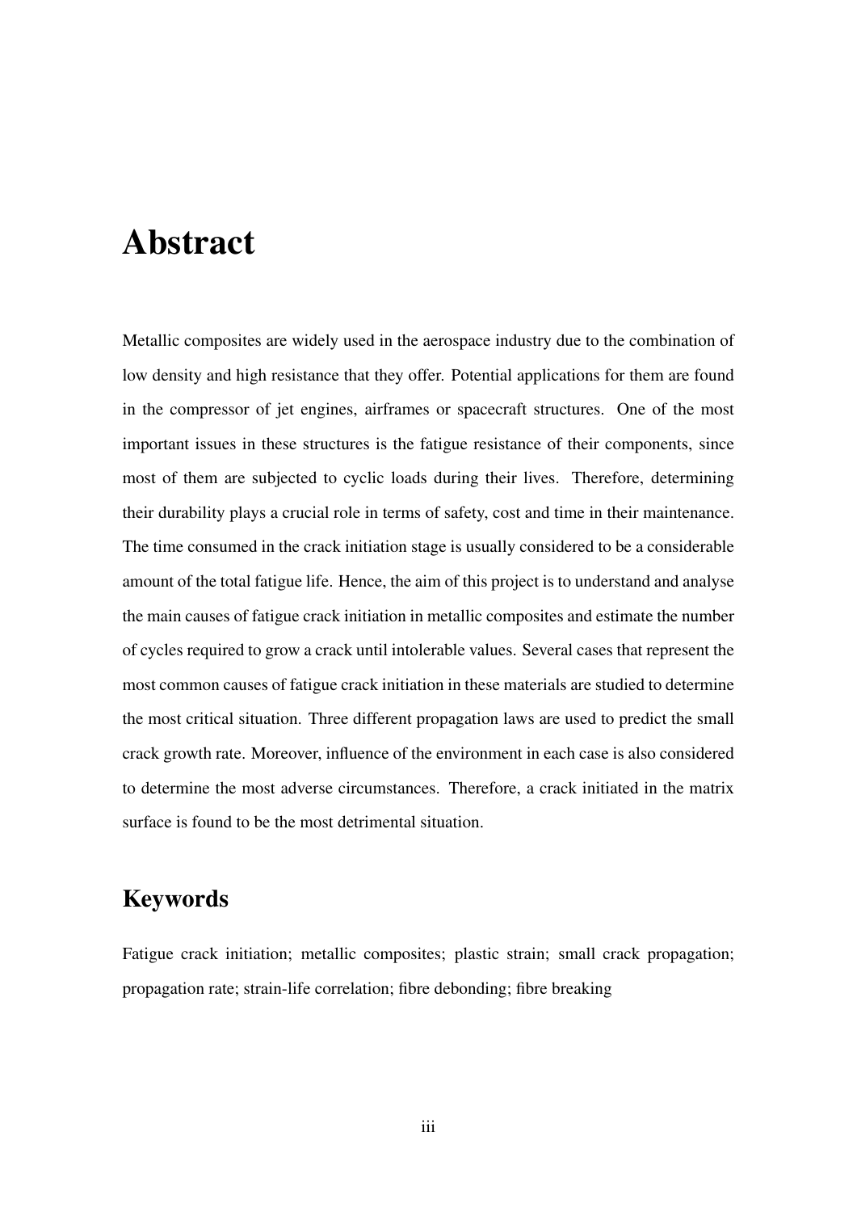# Abstract

Metallic composites are widely used in the aerospace industry due to the combination of low density and high resistance that they offer. Potential applications for them are found in the compressor of jet engines, airframes or spacecraft structures. One of the most important issues in these structures is the fatigue resistance of their components, since most of them are subjected to cyclic loads during their lives. Therefore, determining their durability plays a crucial role in terms of safety, cost and time in their maintenance. The time consumed in the crack initiation stage is usually considered to be a considerable amount of the total fatigue life. Hence, the aim of this project is to understand and analyse the main causes of fatigue crack initiation in metallic composites and estimate the number of cycles required to grow a crack until intolerable values. Several cases that represent the most common causes of fatigue crack initiation in these materials are studied to determine the most critical situation. Three different propagation laws are used to predict the small crack growth rate. Moreover, influence of the environment in each case is also considered to determine the most adverse circumstances. Therefore, a crack initiated in the matrix surface is found to be the most detrimental situation.

## Keywords

Fatigue crack initiation; metallic composites; plastic strain; small crack propagation; propagation rate; strain-life correlation; fibre debonding; fibre breaking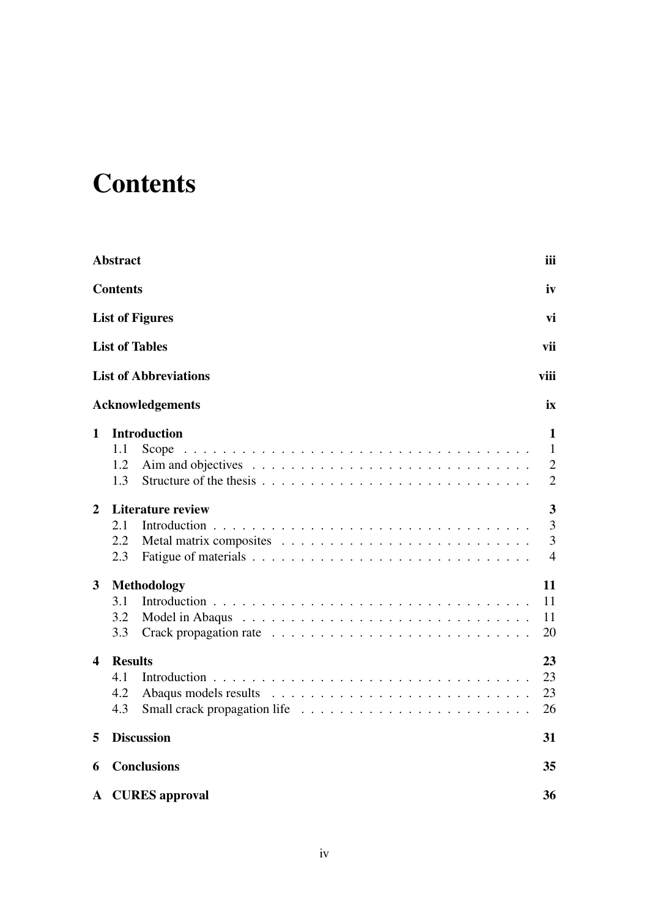# Contents

**Abstract** — **iii**

**Contents** — **iv**

**List of Figures** — **vi**

**List of Tables** — **vii**

**List of Abbreviations** — **viii**

**Acknowledgements** — **ix**

**1 Introduction** — **1**
- 1.1 Scope — 1
- 1.2 Aim and objectives — 2
- 1.3 Structure of the thesis — 2

**2 Literature review** — **3**
- 2.1 Introduction — 3
- 2.2 Metal matrix composites — 3
- 2.3 Fatigue of materials — 4

**3 Methodology** — **11**
- 3.1 Introduction — 11
- 3.2 Model in Abaqus — 11
- 3.3 Crack propagation rate — 20

**4 Results** — **23**
- 4.1 Introduction — 23
- 4.2 Abaqus models results — 23
- 4.3 Small crack propagation life — 26

**5 Discussion** — **31**

**6 Conclusions** — **35**

**A CURES approval** — **36**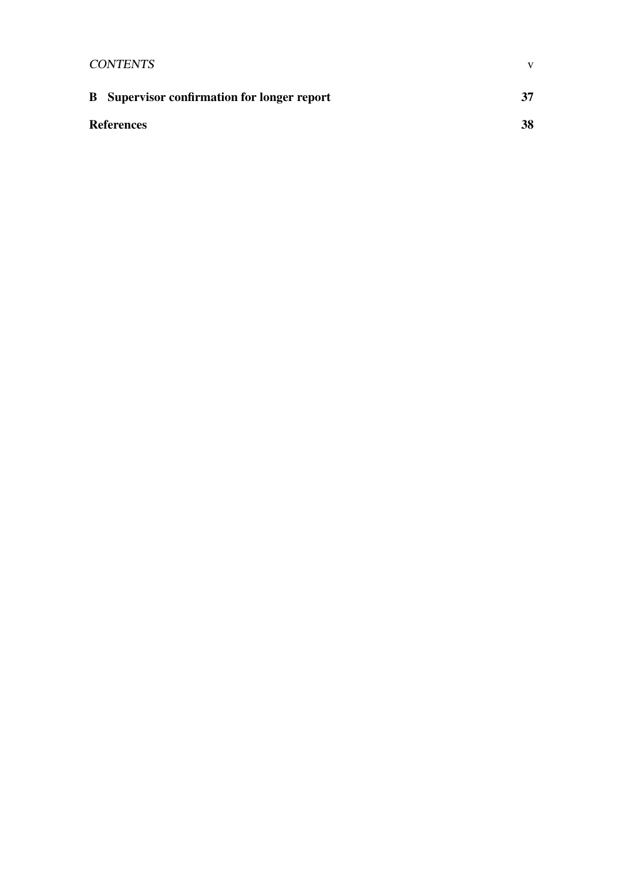**B Supervisor confirmation for longer report** **37**

**References** **38**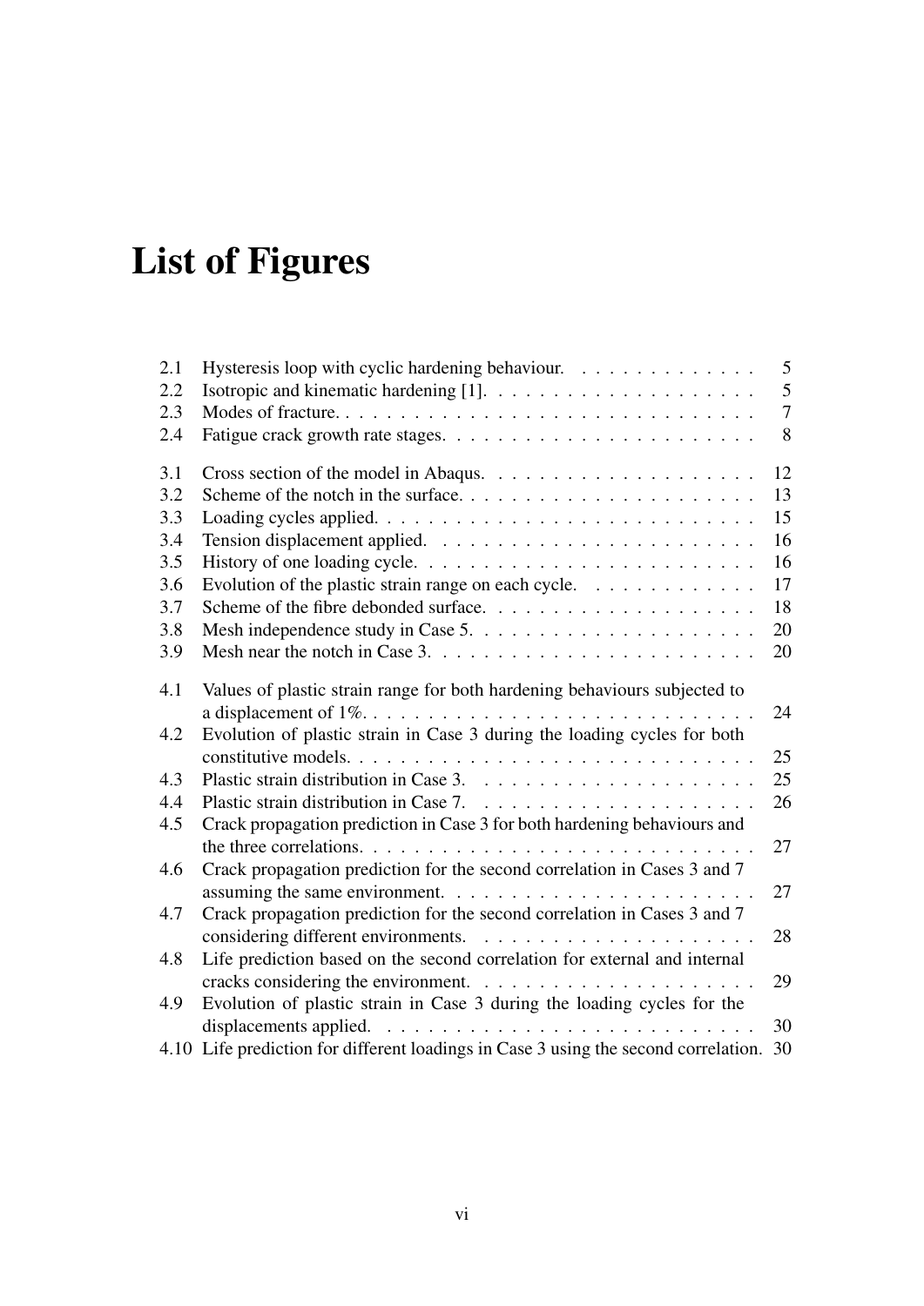# List of Figures

- 2.1 Hysteresis loop with cyclic hardening behaviour. . . . . . . . . . . . . 5
- 2.2 Isotropic and kinematic hardening [1]. . . . . . . . . . . . . . . . . . . 5
- 2.3 Modes of fracture. . . . . . . . . . . . . . . . . . . . . . . . . . . . . 7
- 2.4 Fatigue crack growth rate stages. . . . . . . . . . . . . . . . . . . . . . 8

- 3.1 Cross section of the model in Abaqus. . . . . . . . . . . . . . . . . . . 12
- 3.2 Scheme of the notch in the surface. . . . . . . . . . . . . . . . . . . . . 13
- 3.3 Loading cycles applied. . . . . . . . . . . . . . . . . . . . . . . . . . . 15
- 3.4 Tension displacement applied. . . . . . . . . . . . . . . . . . . . . . . 16
- 3.5 History of one loading cycle. . . . . . . . . . . . . . . . . . . . . . . . 16
- 3.6 Evolution of the plastic strain range on each cycle. . . . . . . . . . . . 17
- 3.7 Scheme of the fibre debonded surface. . . . . . . . . . . . . . . . . . . 18
- 3.8 Mesh independence study in Case 5. . . . . . . . . . . . . . . . . . . . 20
- 3.9 Mesh near the notch in Case 3. . . . . . . . . . . . . . . . . . . . . . . 20

- 4.1 Values of plastic strain range for both hardening behaviours subjected to a displacement of 1%. . . . . . . . . . . . . . . . . . . . . . . . . . . . 24
- 4.2 Evolution of plastic strain in Case 3 during the loading cycles for both constitutive models. . . . . . . . . . . . . . . . . . . . . . . . . . . . . 25
- 4.3 Plastic strain distribution in Case 3. . . . . . . . . . . . . . . . . . . . 25
- 4.4 Plastic strain distribution in Case 7. . . . . . . . . . . . . . . . . . . . 26
- 4.5 Crack propagation prediction in Case 3 for both hardening behaviours and the three correlations. . . . . . . . . . . . . . . . . . . . . . . . . . . . 27
- 4.6 Crack propagation prediction for the second correlation in Cases 3 and 7 assuming the same environment. . . . . . . . . . . . . . . . . . . . . . 27
- 4.7 Crack propagation prediction for the second correlation in Cases 3 and 7 considering different environments. . . . . . . . . . . . . . . . . . . . 28
- 4.8 Life prediction based on the second correlation for external and internal cracks considering the environment. . . . . . . . . . . . . . . . . . . . 29
- 4.9 Evolution of plastic strain in Case 3 during the loading cycles for the displacements applied. . . . . . . . . . . . . . . . . . . . . . . . . . . 30
- 4.10 Life prediction for different loadings in Case 3 using the second correlation. 30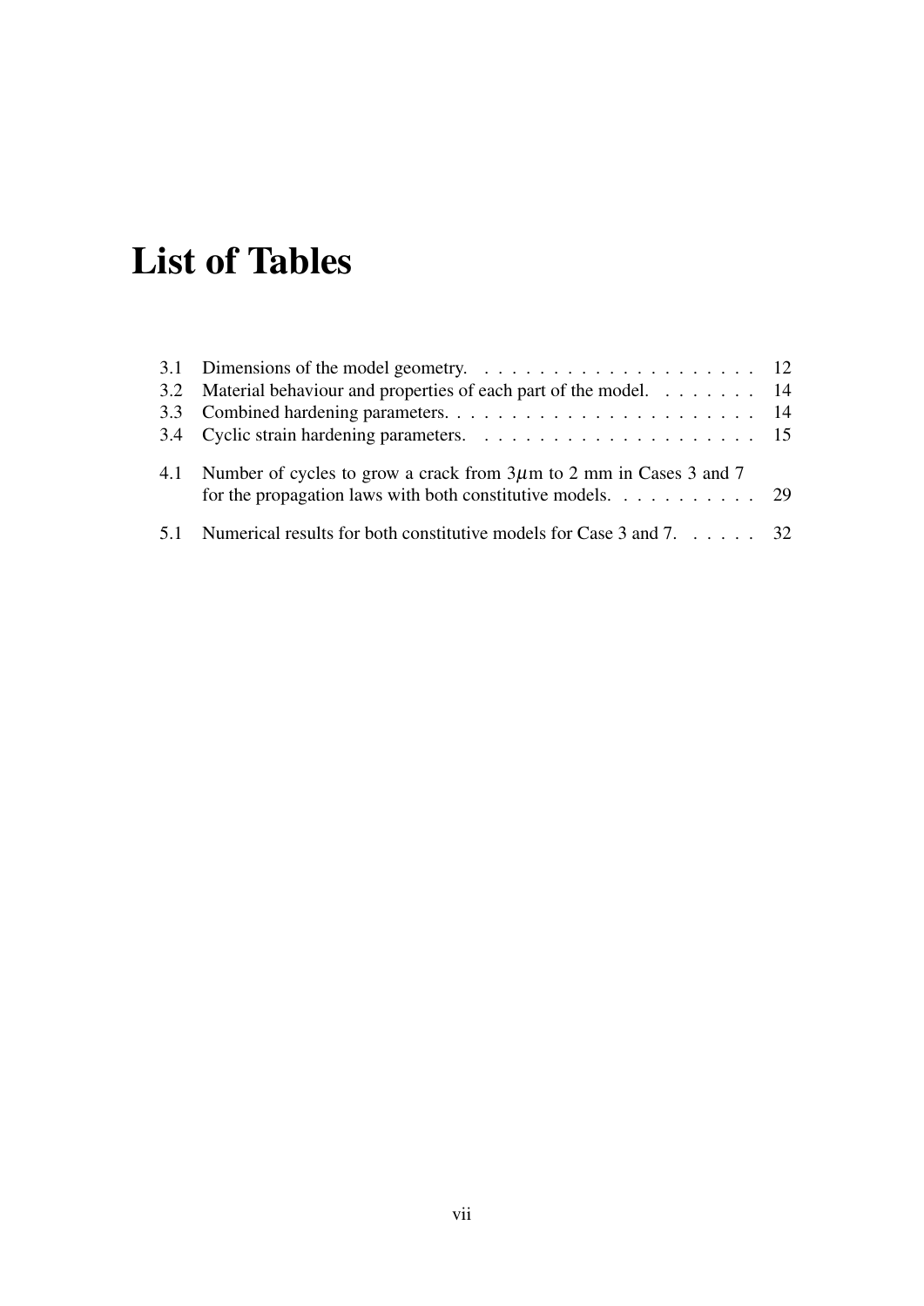# List of Tables

3.1 Dimensions of the model geometry. . . . . . . . . . . . . . . . . . . . . 12
3.2 Material behaviour and properties of each part of the model. . . . . . . . 14
3.3 Combined hardening parameters. . . . . . . . . . . . . . . . . . . . . . . . 14
3.4 Cyclic strain hardening parameters. . . . . . . . . . . . . . . . . . . . . . 15

4.1 Number of cycles to grow a crack from 3$\mu$m to 2 mm in Cases 3 and 7 for the propagation laws with both constitutive models. . . . . . . . . . . 29

5.1 Numerical results for both constitutive models for Case 3 and 7. . . . . . 32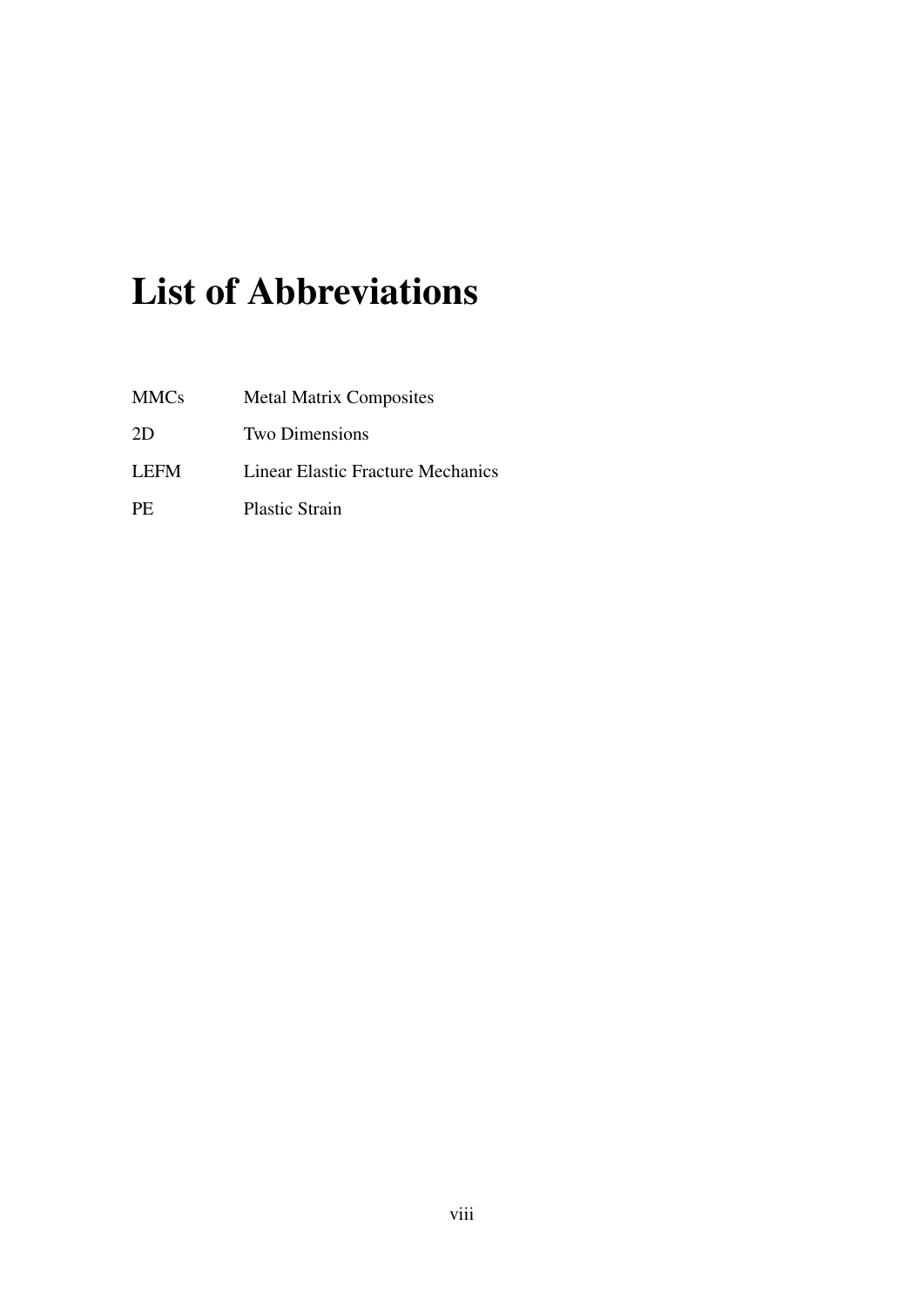# List of Abbreviations

| | |
|---|---|
| MMCs | Metal Matrix Composites |
| 2D | Two Dimensions |
| LEFM | Linear Elastic Fracture Mechanics |
| PE | Plastic Strain |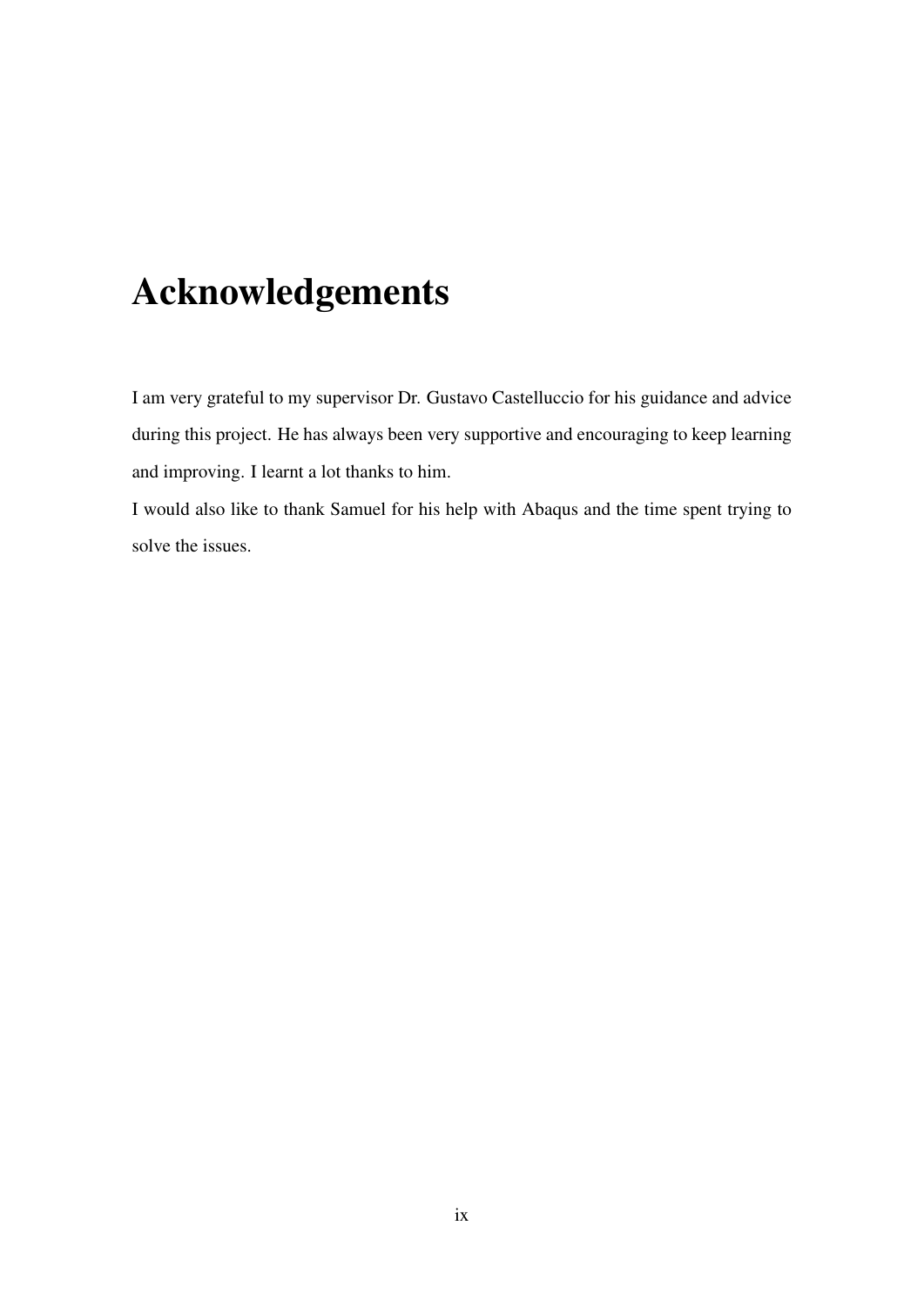# Acknowledgements

I am very grateful to my supervisor Dr. Gustavo Castelluccio for his guidance and advice during this project. He has always been very supportive and encouraging to keep learning and improving. I learnt a lot thanks to him.

I would also like to thank Samuel for his help with Abaqus and the time spent trying to solve the issues.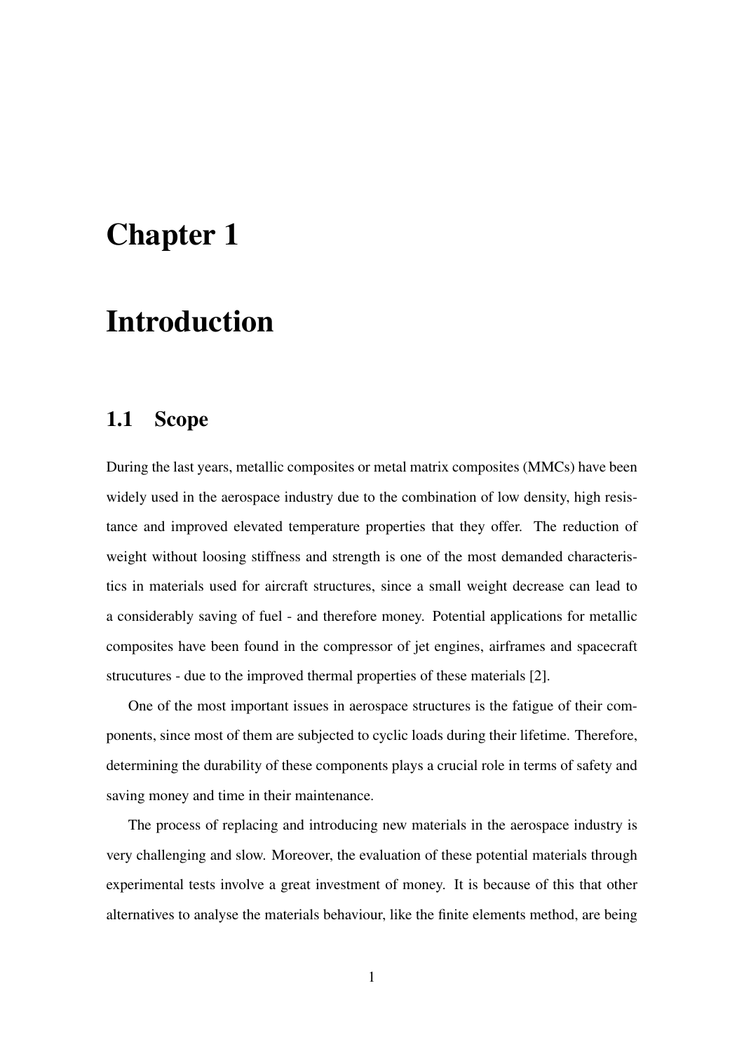# Chapter 1

# Introduction

## 1.1 Scope

During the last years, metallic composites or metal matrix composites (MMCs) have been widely used in the aerospace industry due to the combination of low density, high resistance and improved elevated temperature properties that they offer. The reduction of weight without loosing stiffness and strength is one of the most demanded characteristics in materials used for aircraft structures, since a small weight decrease can lead to a considerably saving of fuel - and therefore money. Potential applications for metallic composites have been found in the compressor of jet engines, airframes and spacecraft strucutures - due to the improved thermal properties of these materials [2].

One of the most important issues in aerospace structures is the fatigue of their components, since most of them are subjected to cyclic loads during their lifetime. Therefore, determining the durability of these components plays a crucial role in terms of safety and saving money and time in their maintenance.

The process of replacing and introducing new materials in the aerospace industry is very challenging and slow. Moreover, the evaluation of these potential materials through experimental tests involve a great investment of money. It is because of this that other alternatives to analyse the materials behaviour, like the finite elements method, are being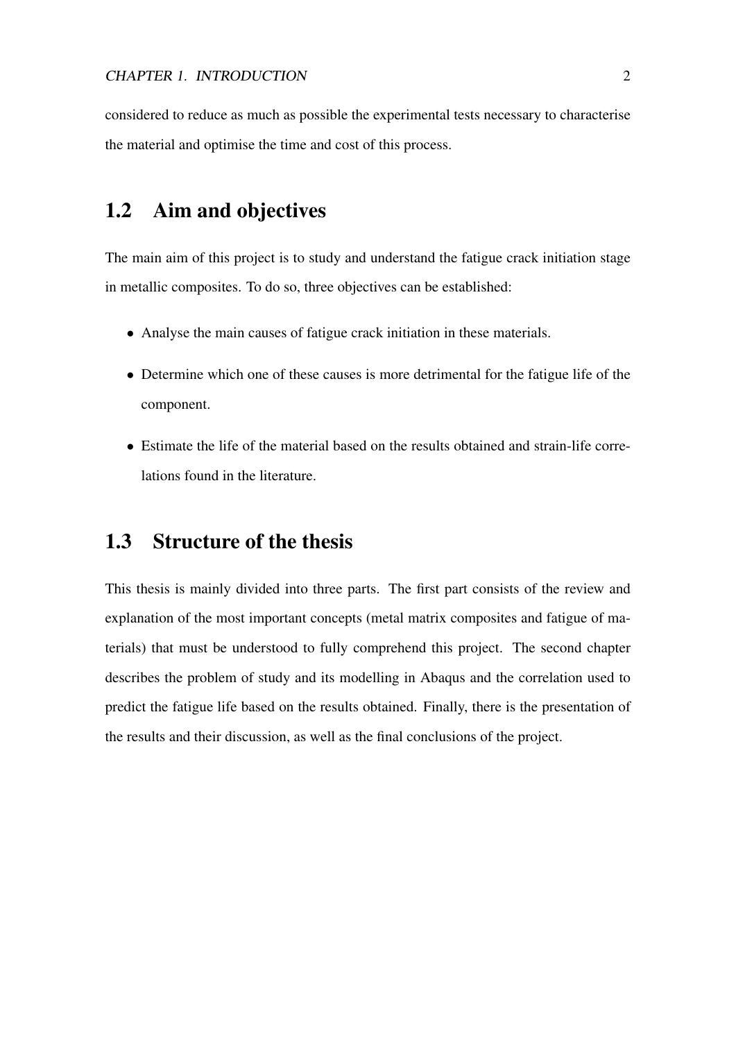considered to reduce as much as possible the experimental tests necessary to characterise the material and optimise the time and cost of this process.

## 1.2 Aim and objectives

The main aim of this project is to study and understand the fatigue crack initiation stage in metallic composites. To do so, three objectives can be established:

- Analyse the main causes of fatigue crack initiation in these materials.
- Determine which one of these causes is more detrimental for the fatigue life of the component.
- Estimate the life of the material based on the results obtained and strain-life correlations found in the literature.

## 1.3 Structure of the thesis

This thesis is mainly divided into three parts. The first part consists of the review and explanation of the most important concepts (metal matrix composites and fatigue of materials) that must be understood to fully comprehend this project. The second chapter describes the problem of study and its modelling in Abaqus and the correlation used to predict the fatigue life based on the results obtained. Finally, there is the presentation of the results and their discussion, as well as the final conclusions of the project.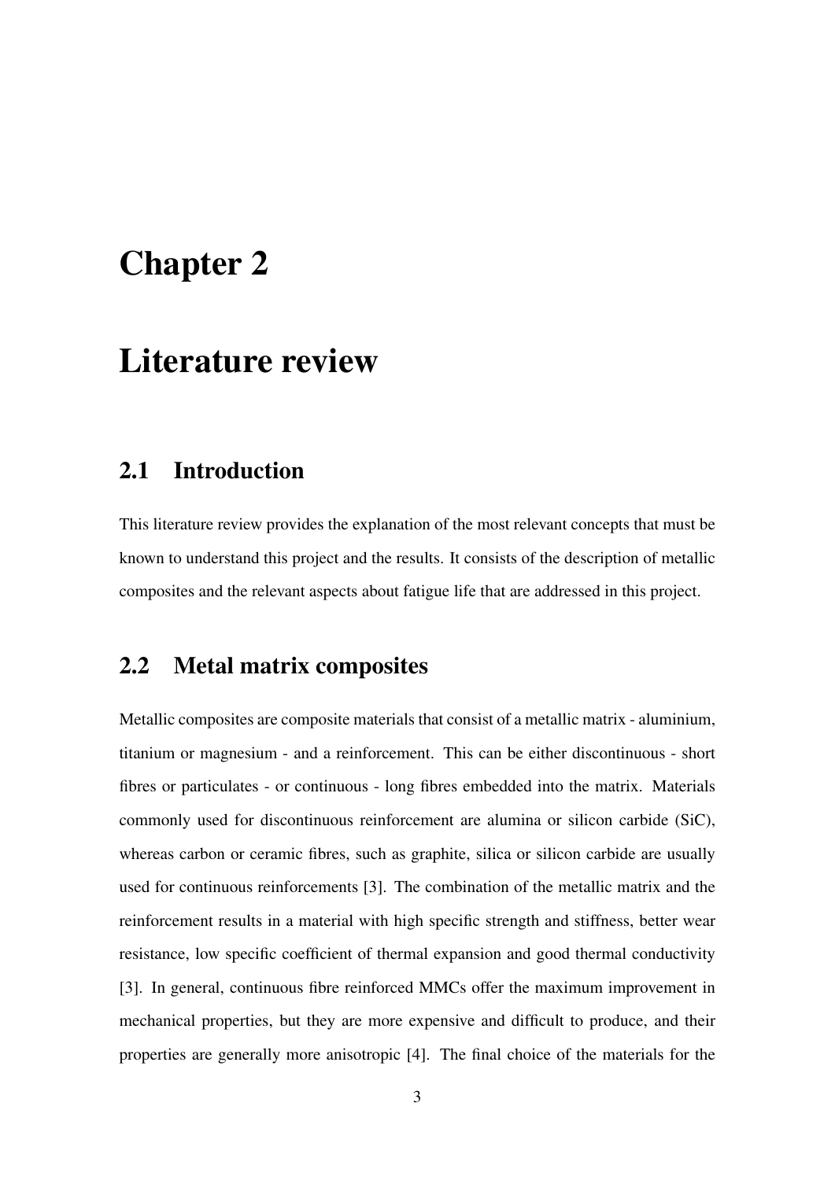# Chapter 2

# Literature review

## 2.1 Introduction

This literature review provides the explanation of the most relevant concepts that must be known to understand this project and the results. It consists of the description of metallic composites and the relevant aspects about fatigue life that are addressed in this project.

## 2.2 Metal matrix composites

Metallic composites are composite materials that consist of a metallic matrix - aluminium, titanium or magnesium - and a reinforcement. This can be either discontinuous - short fibres or particulates - or continuous - long fibres embedded into the matrix. Materials commonly used for discontinuous reinforcement are alumina or silicon carbide (SiC), whereas carbon or ceramic fibres, such as graphite, silica or silicon carbide are usually used for continuous reinforcements [3]. The combination of the metallic matrix and the reinforcement results in a material with high specific strength and stiffness, better wear resistance, low specific coefficient of thermal expansion and good thermal conductivity [3]. In general, continuous fibre reinforced MMCs offer the maximum improvement in mechanical properties, but they are more expensive and difficult to produce, and their properties are generally more anisotropic [4]. The final choice of the materials for the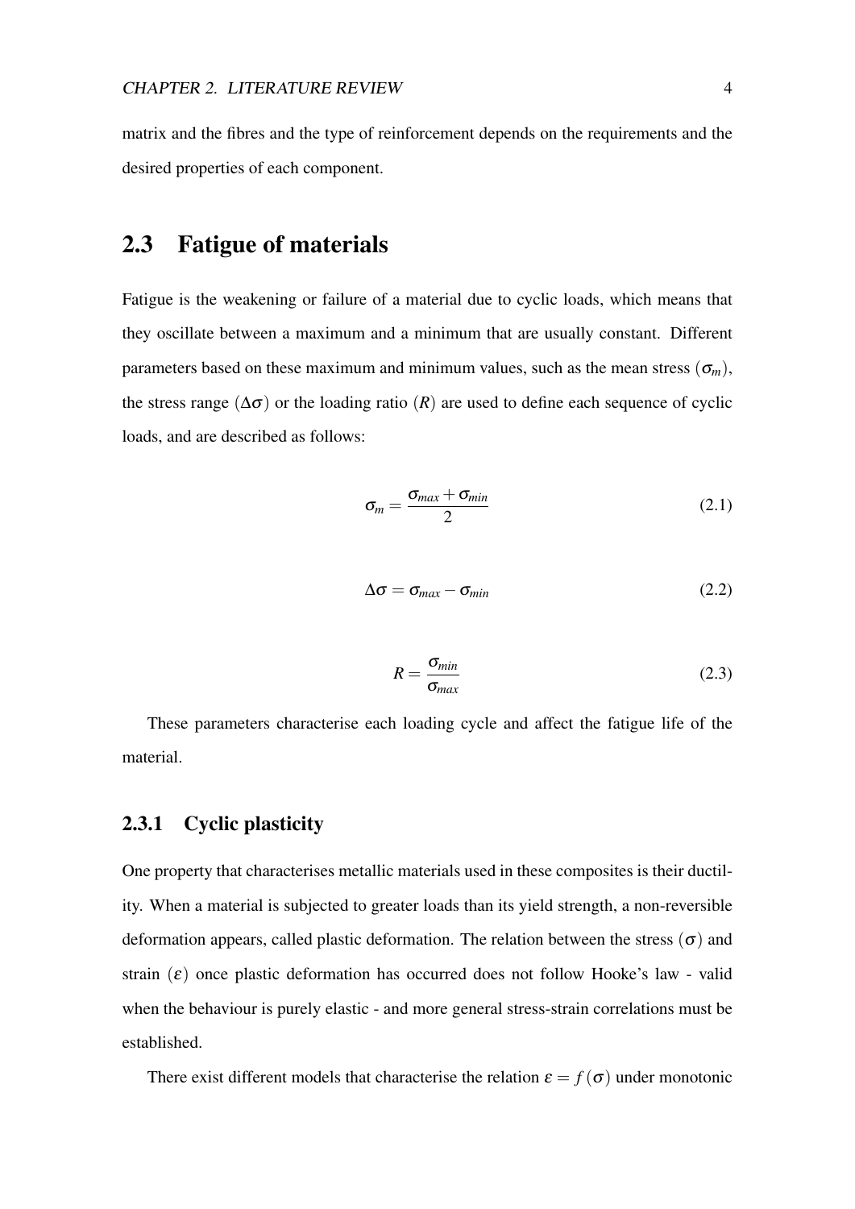matrix and the fibres and the type of reinforcement depends on the requirements and the desired properties of each component.

## 2.3 Fatigue of materials

Fatigue is the weakening or failure of a material due to cyclic loads, which means that they oscillate between a maximum and a minimum that are usually constant. Different parameters based on these maximum and minimum values, such as the mean stress ($\sigma_m$), the stress range ($\Delta\sigma$) or the loading ratio ($R$) are used to define each sequence of cyclic loads, and are described as follows:

$$\sigma_m = \frac{\sigma_{max} + \sigma_{min}}{2} \tag{2.1}$$

$$\Delta\sigma = \sigma_{max} - \sigma_{min} \tag{2.2}$$

$$R = \frac{\sigma_{min}}{\sigma_{max}} \tag{2.3}$$

These parameters characterise each loading cycle and affect the fatigue life of the material.

### 2.3.1 Cyclic plasticity

One property that characterises metallic materials used in these composites is their ductility. When a material is subjected to greater loads than its yield strength, a non-reversible deformation appears, called plastic deformation. The relation between the stress ($\sigma$) and strain ($\varepsilon$) once plastic deformation has occurred does not follow Hooke's law - valid when the behaviour is purely elastic - and more general stress-strain correlations must be established.

There exist different models that characterise the relation $\varepsilon = f(\sigma)$ under monotonic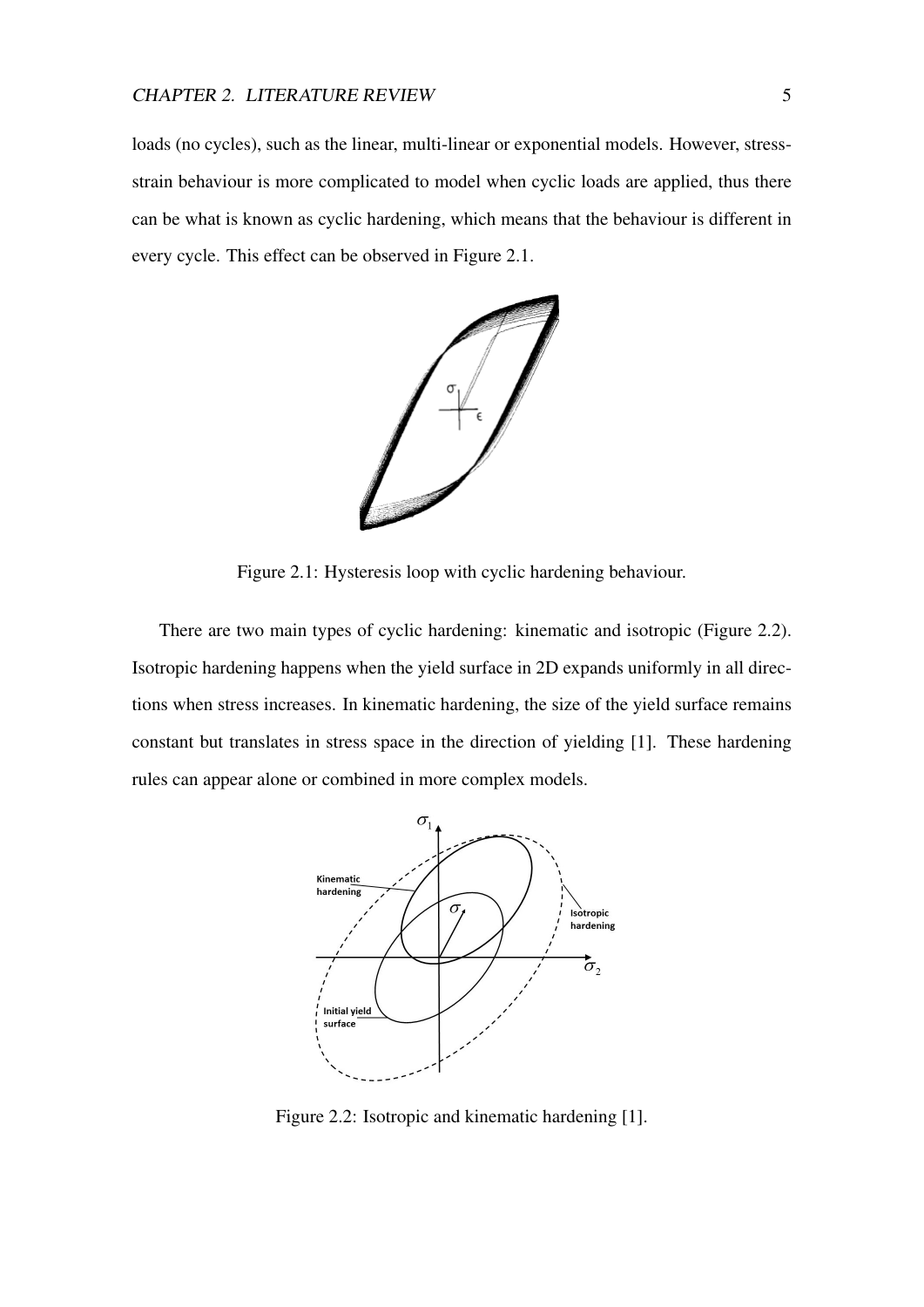loads (no cycles), such as the linear, multi-linear or exponential models. However, stress-strain behaviour is more complicated to model when cyclic loads are applied, thus there can be what is known as cyclic hardening, which means that the behaviour is different in every cycle. This effect can be observed in Figure 2.1.

Figure 2.1: Hysteresis loop with cyclic hardening behaviour.

There are two main types of cyclic hardening: kinematic and isotropic (Figure 2.2). Isotropic hardening happens when the yield surface in 2D expands uniformly in all directions when stress increases. In kinematic hardening, the size of the yield surface remains constant but translates in stress space in the direction of yielding [1]. These hardening rules can appear alone or combined in more complex models.

Figure 2.2: Isotropic and kinematic hardening [1].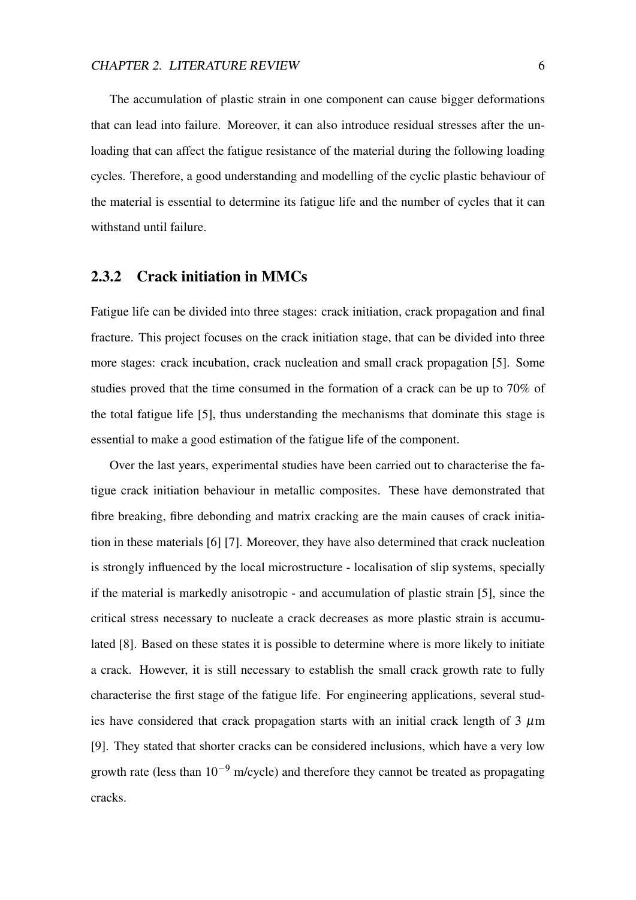The accumulation of plastic strain in one component can cause bigger deformations that can lead into failure. Moreover, it can also introduce residual stresses after the unloading that can affect the fatigue resistance of the material during the following loading cycles. Therefore, a good understanding and modelling of the cyclic plastic behaviour of the material is essential to determine its fatigue life and the number of cycles that it can withstand until failure.

### 2.3.2 Crack initiation in MMCs

Fatigue life can be divided into three stages: crack initiation, crack propagation and final fracture. This project focuses on the crack initiation stage, that can be divided into three more stages: crack incubation, crack nucleation and small crack propagation [5]. Some studies proved that the time consumed in the formation of a crack can be up to 70% of the total fatigue life [5], thus understanding the mechanisms that dominate this stage is essential to make a good estimation of the fatigue life of the component.

Over the last years, experimental studies have been carried out to characterise the fatigue crack initiation behaviour in metallic composites. These have demonstrated that fibre breaking, fibre debonding and matrix cracking are the main causes of crack initiation in these materials [6] [7]. Moreover, they have also determined that crack nucleation is strongly influenced by the local microstructure - localisation of slip systems, specially if the material is markedly anisotropic - and accumulation of plastic strain [5], since the critical stress necessary to nucleate a crack decreases as more plastic strain is accumulated [8]. Based on these states it is possible to determine where is more likely to initiate a crack. However, it is still necessary to establish the small crack growth rate to fully characterise the first stage of the fatigue life. For engineering applications, several studies have considered that crack propagation starts with an initial crack length of 3 $\mu$m [9]. They stated that shorter cracks can be considered inclusions, which have a very low growth rate (less than $10^{-9}$ m/cycle) and therefore they cannot be treated as propagating cracks.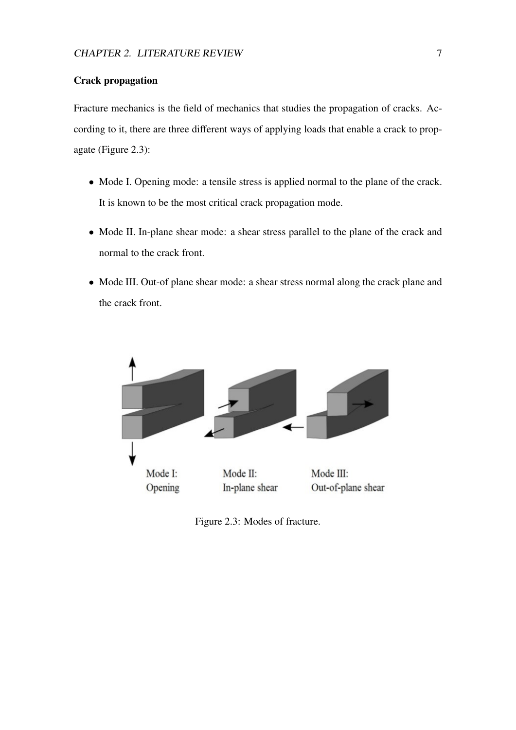### Crack propagation

Fracture mechanics is the field of mechanics that studies the propagation of cracks. According to it, there are three different ways of applying loads that enable a crack to propagate (Figure 2.3):

- Mode I. Opening mode: a tensile stress is applied normal to the plane of the crack. It is known to be the most critical crack propagation mode.
- Mode II. In-plane shear mode: a shear stress parallel to the plane of the crack and normal to the crack front.
- Mode III. Out-of plane shear mode: a shear stress normal along the crack plane and the crack front.

Mode I: Opening    Mode II: In-plane shear    Mode III: Out-of-plane shear

Figure 2.3: Modes of fracture.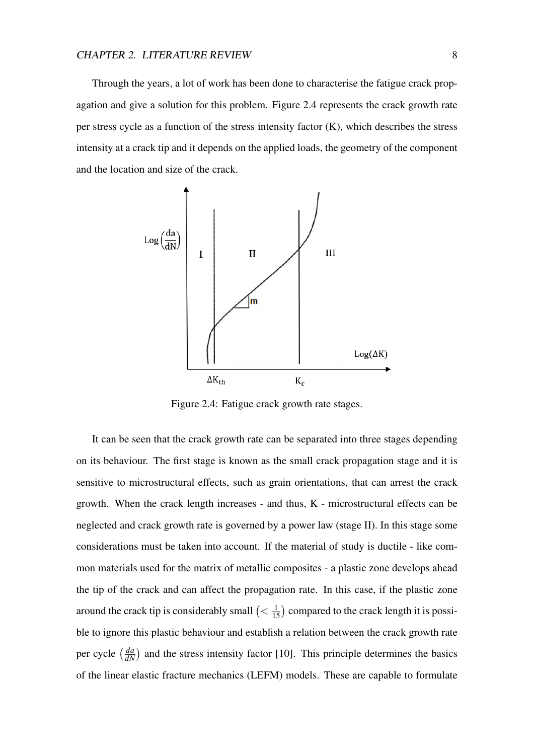Through the years, a lot of work has been done to characterise the fatigue crack propagation and give a solution for this problem. Figure 2.4 represents the crack growth rate per stress cycle as a function of the stress intensity factor (K), which describes the stress intensity at a crack tip and it depends on the applied loads, the geometry of the component and the location and size of the crack.

Figure 2.4: Fatigue crack growth rate stages.

It can be seen that the crack growth rate can be separated into three stages depending on its behaviour. The first stage is known as the small crack propagation stage and it is sensitive to microstructural effects, such as grain orientations, that can arrest the crack growth. When the crack length increases - and thus, K - microstructural effects can be neglected and crack growth rate is governed by a power law (stage II). In this stage some considerations must be taken into account. If the material of study is ductile - like common materials used for the matrix of metallic composites - a plastic zone develops ahead the tip of the crack and can affect the propagation rate. In this case, if the plastic zone around the crack tip is considerably small $\left(< \frac{1}{15}\right)$ compared to the crack length it is possible to ignore this plastic behaviour and establish a relation between the crack growth rate per cycle $\left(\frac{da}{dN}\right)$ and the stress intensity factor [10]. This principle determines the basics of the linear elastic fracture mechanics (LEFM) models. These are capable to formulate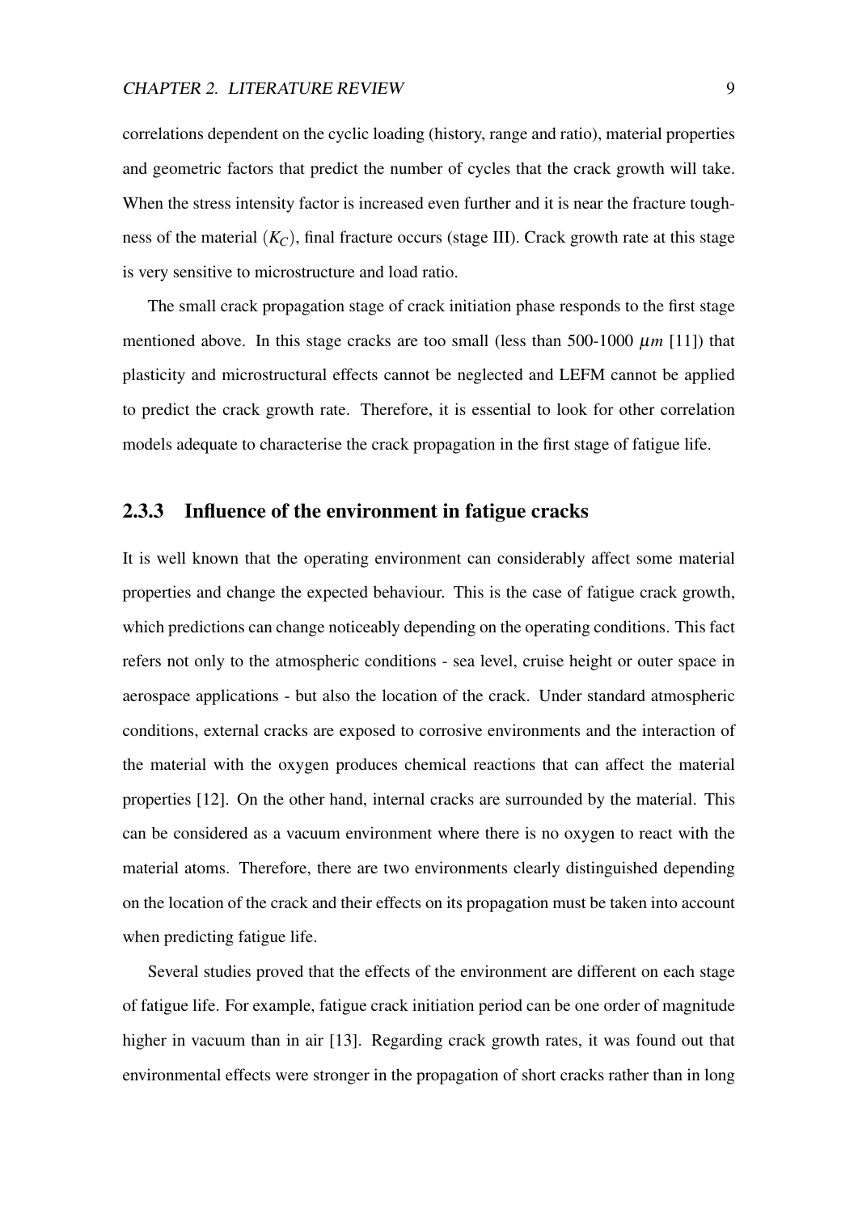correlations dependent on the cyclic loading (history, range and ratio), material properties and geometric factors that predict the number of cycles that the crack growth will take. When the stress intensity factor is increased even further and it is near the fracture toughness of the material ($K_C$), final fracture occurs (stage III). Crack growth rate at this stage is very sensitive to microstructure and load ratio.

The small crack propagation stage of crack initiation phase responds to the first stage mentioned above. In this stage cracks are too small (less than 500-1000 $\mu m$ [11]) that plasticity and microstructural effects cannot be neglected and LEFM cannot be applied to predict the crack growth rate. Therefore, it is essential to look for other correlation models adequate to characterise the crack propagation in the first stage of fatigue life.

### 2.3.3 Influence of the environment in fatigue cracks

It is well known that the operating environment can considerably affect some material properties and change the expected behaviour. This is the case of fatigue crack growth, which predictions can change noticeably depending on the operating conditions. This fact refers not only to the atmospheric conditions - sea level, cruise height or outer space in aerospace applications - but also the location of the crack. Under standard atmospheric conditions, external cracks are exposed to corrosive environments and the interaction of the material with the oxygen produces chemical reactions that can affect the material properties [12]. On the other hand, internal cracks are surrounded by the material. This can be considered as a vacuum environment where there is no oxygen to react with the material atoms. Therefore, there are two environments clearly distinguished depending on the location of the crack and their effects on its propagation must be taken into account when predicting fatigue life.

Several studies proved that the effects of the environment are different on each stage of fatigue life. For example, fatigue crack initiation period can be one order of magnitude higher in vacuum than in air [13]. Regarding crack growth rates, it was found out that environmental effects were stronger in the propagation of short cracks rather than in long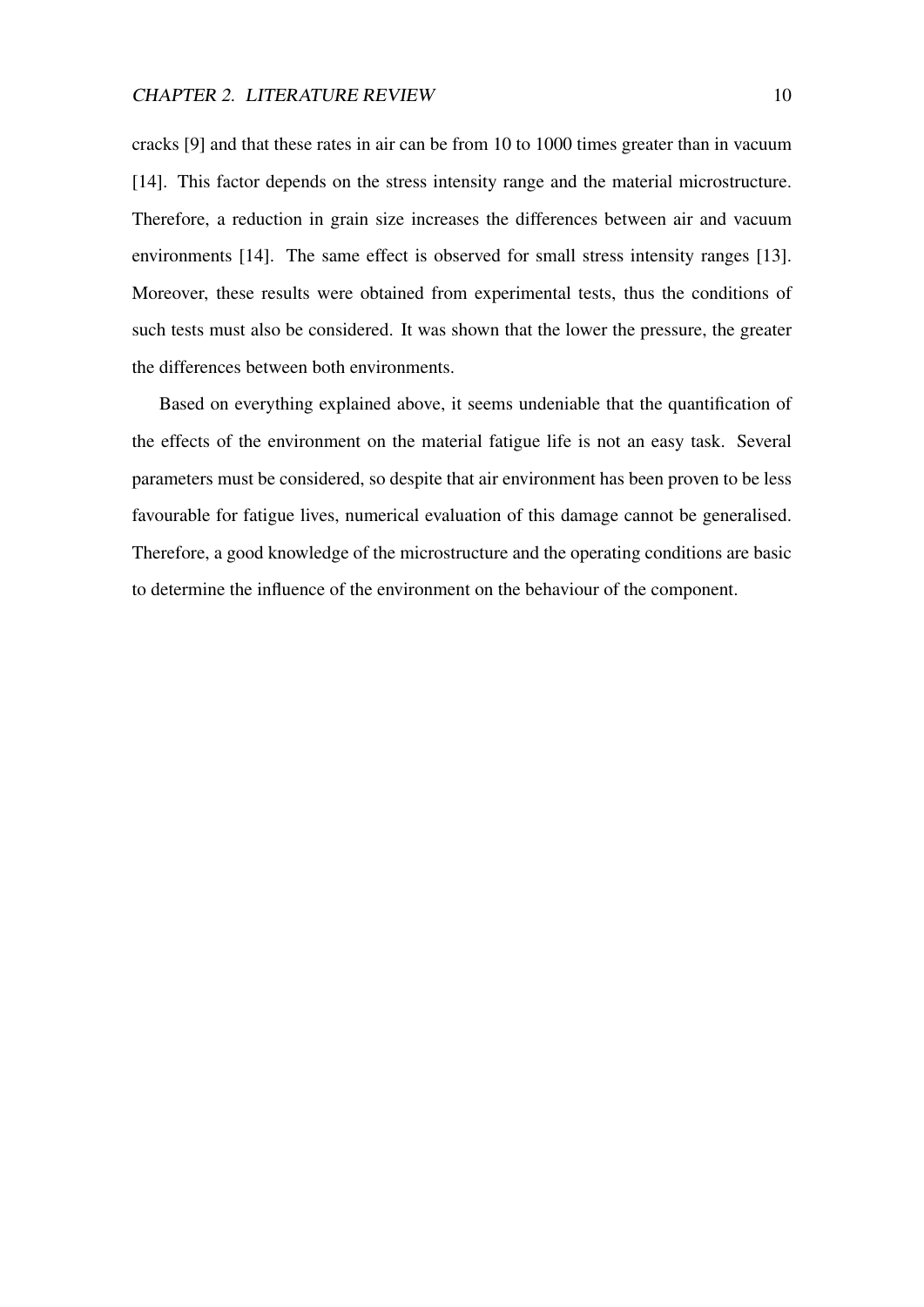cracks [9] and that these rates in air can be from 10 to 1000 times greater than in vacuum [14]. This factor depends on the stress intensity range and the material microstructure. Therefore, a reduction in grain size increases the differences between air and vacuum environments [14]. The same effect is observed for small stress intensity ranges [13]. Moreover, these results were obtained from experimental tests, thus the conditions of such tests must also be considered. It was shown that the lower the pressure, the greater the differences between both environments.

Based on everything explained above, it seems undeniable that the quantification of the effects of the environment on the material fatigue life is not an easy task. Several parameters must be considered, so despite that air environment has been proven to be less favourable for fatigue lives, numerical evaluation of this damage cannot be generalised. Therefore, a good knowledge of the microstructure and the operating conditions are basic to determine the influence of the environment on the behaviour of the component.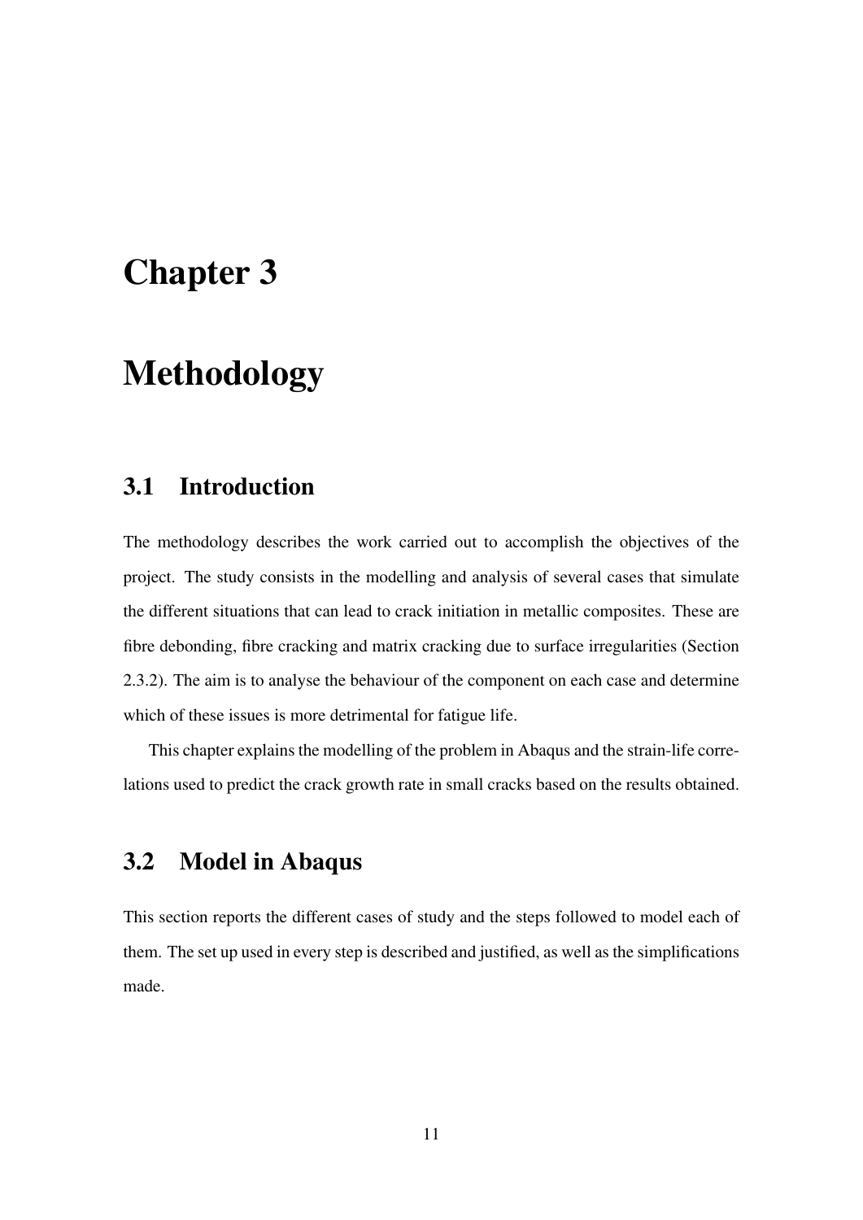# Chapter 3

# Methodology

## 3.1 Introduction

The methodology describes the work carried out to accomplish the objectives of the project. The study consists in the modelling and analysis of several cases that simulate the different situations that can lead to crack initiation in metallic composites. These are fibre debonding, fibre cracking and matrix cracking due to surface irregularities (Section 2.3.2). The aim is to analyse the behaviour of the component on each case and determine which of these issues is more detrimental for fatigue life.

This chapter explains the modelling of the problem in Abaqus and the strain-life correlations used to predict the crack growth rate in small cracks based on the results obtained.

## 3.2 Model in Abaqus

This section reports the different cases of study and the steps followed to model each of them. The set up used in every step is described and justified, as well as the simplifications made.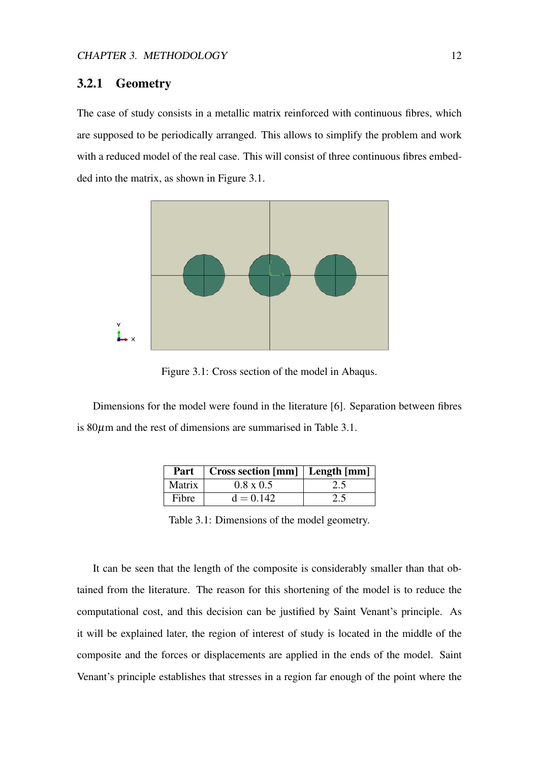### 3.2.1 Geometry

The case of study consists in a metallic matrix reinforced with continuous fibres, which are supposed to be periodically arranged. This allows to simplify the problem and work with a reduced model of the real case. This will consist of three continuous fibres embedded into the matrix, as shown in Figure 3.1.

Figure 3.1: Cross section of the model in Abaqus.

Dimensions for the model were found in the literature [6]. Separation between fibres is 80$\mu$m and the rest of dimensions are summarised in Table 3.1.

| Part | Cross section [mm] | Length [mm] |
|---|---|---|
| Matrix | 0.8 x 0.5 | 2.5 |
| Fibre | d = 0.142 | 2.5 |

Table 3.1: Dimensions of the model geometry.

It can be seen that the length of the composite is considerably smaller than that obtained from the literature. The reason for this shortening of the model is to reduce the computational cost, and this decision can be justified by Saint Venant's principle. As it will be explained later, the region of interest of study is located in the middle of the composite and the forces or displacements are applied in the ends of the model. Saint Venant's principle establishes that stresses in a region far enough of the point where the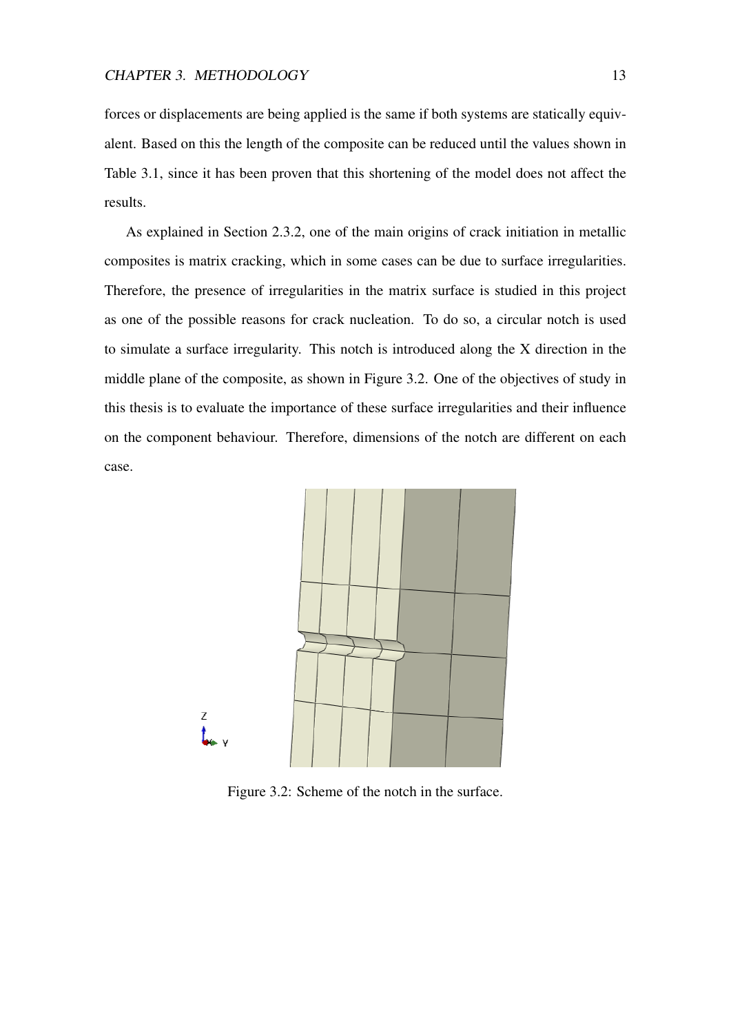forces or displacements are being applied is the same if both systems are statically equivalent. Based on this the length of the composite can be reduced until the values shown in Table 3.1, since it has been proven that this shortening of the model does not affect the results.

As explained in Section 2.3.2, one of the main origins of crack initiation in metallic composites is matrix cracking, which in some cases can be due to surface irregularities. Therefore, the presence of irregularities in the matrix surface is studied in this project as one of the possible reasons for crack nucleation. To do so, a circular notch is used to simulate a surface irregularity. This notch is introduced along the X direction in the middle plane of the composite, as shown in Figure 3.2. One of the objectives of study in this thesis is to evaluate the importance of these surface irregularities and their influence on the component behaviour. Therefore, dimensions of the notch are different on each case.

Figure 3.2: Scheme of the notch in the surface.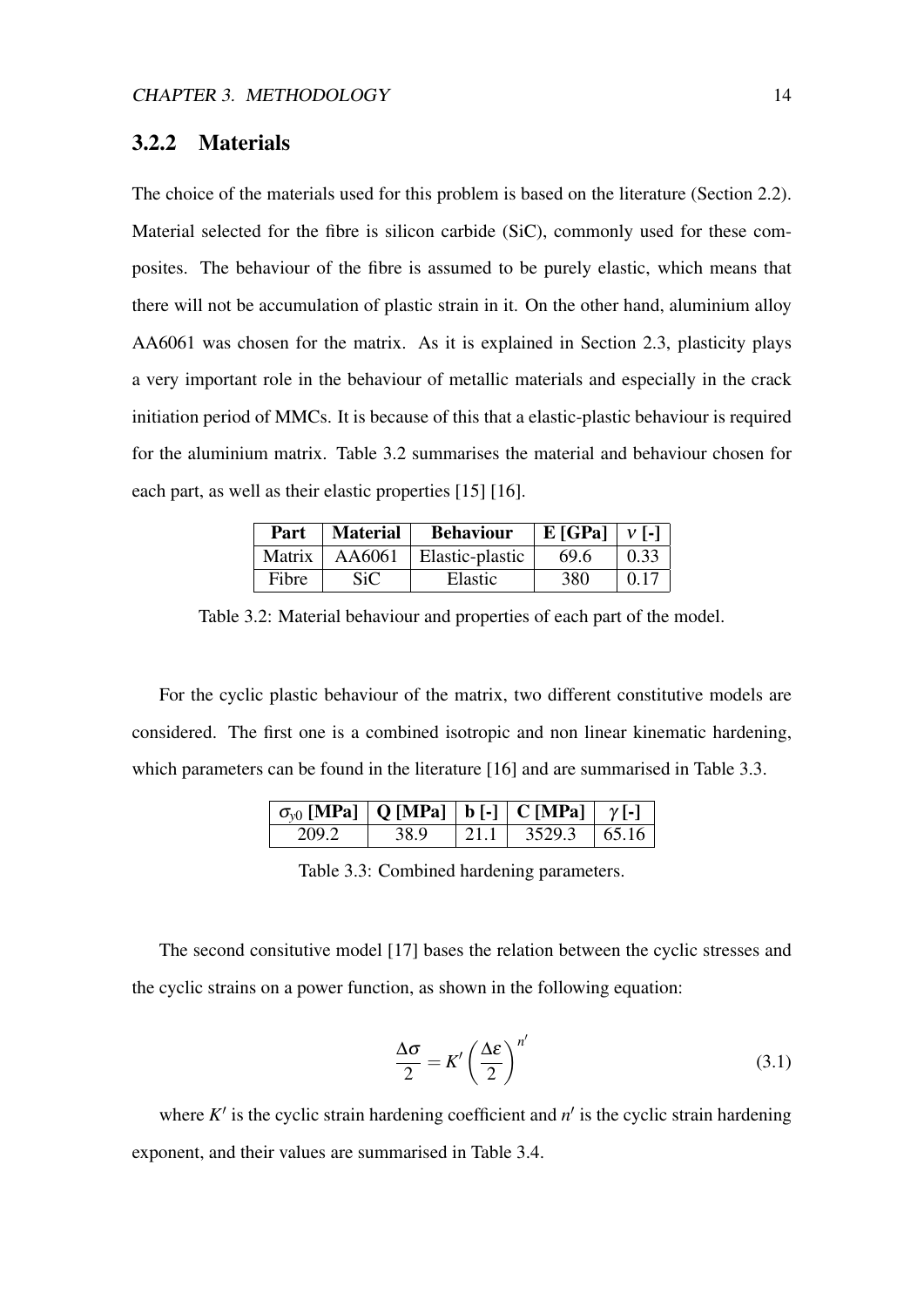### 3.2.2 Materials

The choice of the materials used for this problem is based on the literature (Section 2.2). Material selected for the fibre is silicon carbide (SiC), commonly used for these composites. The behaviour of the fibre is assumed to be purely elastic, which means that there will not be accumulation of plastic strain in it. On the other hand, aluminium alloy AA6061 was chosen for the matrix. As it is explained in Section 2.3, plasticity plays a very important role in the behaviour of metallic materials and especially in the crack initiation period of MMCs. It is because of this that a elastic-plastic behaviour is required for the aluminium matrix. Table 3.2 summarises the material and behaviour chosen for each part, as well as their elastic properties [15] [16].

| Part | Material | Behaviour | E [GPa] | $\nu$ [-] |
|---|---|---|---|---|
| Matrix | AA6061 | Elastic-plastic | 69.6 | 0.33 |
| Fibre | SiC | Elastic | 380 | 0.17 |

Table 3.2: Material behaviour and properties of each part of the model.

For the cyclic plastic behaviour of the matrix, two different constitutive models are considered. The first one is a combined isotropic and non linear kinematic hardening, which parameters can be found in the literature [16] and are summarised in Table 3.3.

| $\sigma_{y0}$ [MPa] | Q [MPa] | b [-] | C [MPa] | $\gamma$ [-] |
|---|---|---|---|---|
| 209.2 | 38.9 | 21.1 | 3529.3 | 65.16 |

Table 3.3: Combined hardening parameters.

The second consitutive model [17] bases the relation between the cyclic stresses and the cyclic strains on a power function, as shown in the following equation:

$$\frac{\Delta\sigma}{2} = K'\left(\frac{\Delta\varepsilon}{2}\right)^{n'} \tag{3.1}$$

where $K'$ is the cyclic strain hardening coefficient and $n'$ is the cyclic strain hardening exponent, and their values are summarised in Table 3.4.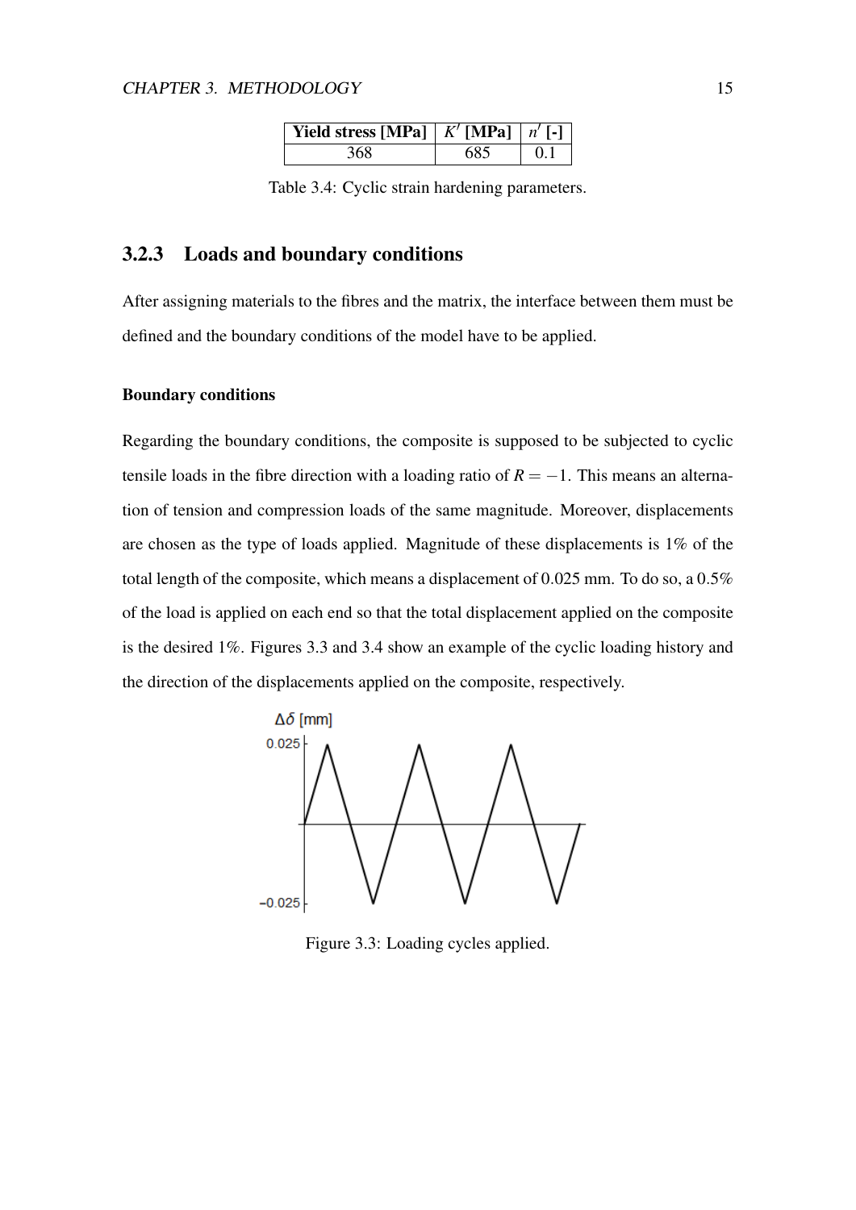| Yield stress [MPa] | $K'$ [MPa] | $n'$ [-] |
|---|---|---|
| 368 | 685 | 0.1 |

Table 3.4: Cyclic strain hardening parameters.

### 3.2.3 Loads and boundary conditions

After assigning materials to the fibres and the matrix, the interface between them must be defined and the boundary conditions of the model have to be applied.

#### Boundary conditions

Regarding the boundary conditions, the composite is supposed to be subjected to cyclic tensile loads in the fibre direction with a loading ratio of $R = -1$. This means an alternation of tension and compression loads of the same magnitude. Moreover, displacements are chosen as the type of loads applied. Magnitude of these displacements is 1% of the total length of the composite, which means a displacement of 0.025 mm. To do so, a 0.5% of the load is applied on each end so that the total displacement applied on the composite is the desired 1%. Figures 3.3 and 3.4 show an example of the cyclic loading history and the direction of the displacements applied on the composite, respectively.

Figure 3.3: Loading cycles applied.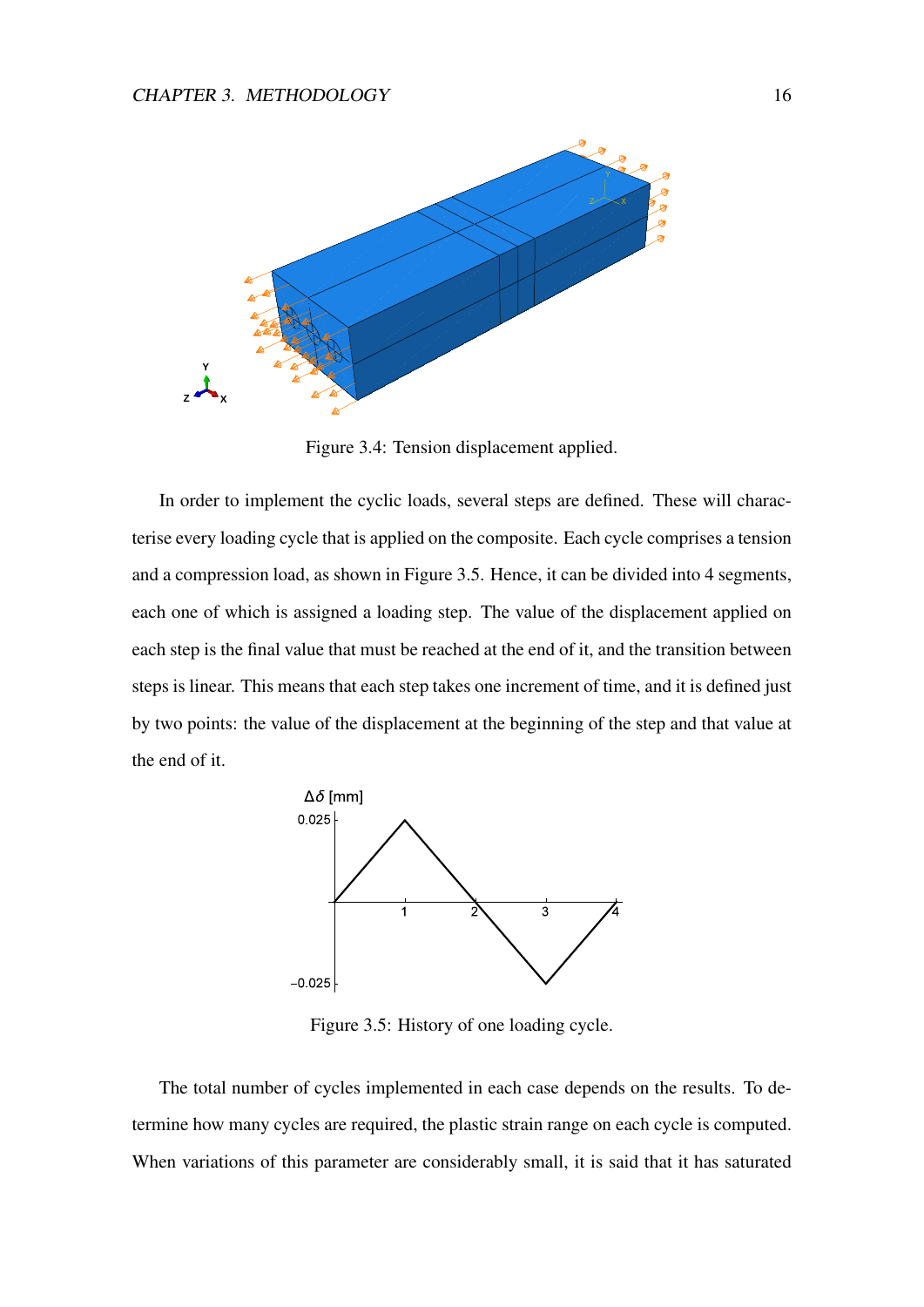Figure 3.4: Tension displacement applied.

In order to implement the cyclic loads, several steps are defined. These will characterise every loading cycle that is applied on the composite. Each cycle comprises a tension and a compression load, as shown in Figure 3.5. Hence, it can be divided into 4 segments, each one of which is assigned a loading step. The value of the displacement applied on each step is the final value that must be reached at the end of it, and the transition between steps is linear. This means that each step takes one increment of time, and it is defined just by two points: the value of the displacement at the beginning of the step and that value at the end of it.

Figure 3.5: History of one loading cycle.

The total number of cycles implemented in each case depends on the results. To determine how many cycles are required, the plastic strain range on each cycle is computed. When variations of this parameter are considerably small, it is said that it has saturated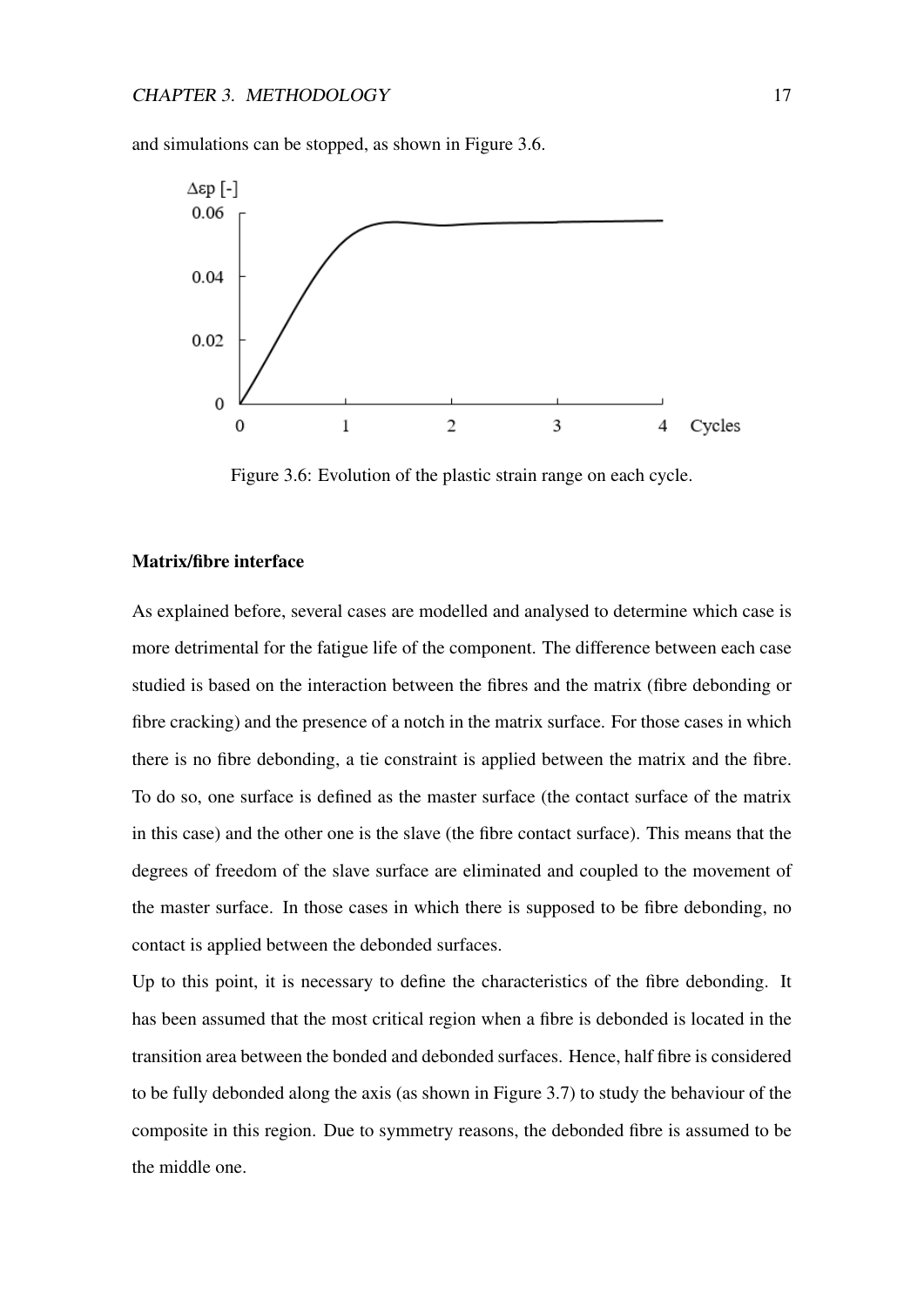and simulations can be stopped, as shown in Figure 3.6.

Figure 3.6: Evolution of the plastic strain range on each cycle.

#### Matrix/fibre interface

As explained before, several cases are modelled and analysed to determine which case is more detrimental for the fatigue life of the component. The difference between each case studied is based on the interaction between the fibres and the matrix (fibre debonding or fibre cracking) and the presence of a notch in the matrix surface. For those cases in which there is no fibre debonding, a tie constraint is applied between the matrix and the fibre. To do so, one surface is defined as the master surface (the contact surface of the matrix in this case) and the other one is the slave (the fibre contact surface). This means that the degrees of freedom of the slave surface are eliminated and coupled to the movement of the master surface. In those cases in which there is supposed to be fibre debonding, no contact is applied between the debonded surfaces.

Up to this point, it is necessary to define the characteristics of the fibre debonding. It has been assumed that the most critical region when a fibre is debonded is located in the transition area between the bonded and debonded surfaces. Hence, half fibre is considered to be fully debonded along the axis (as shown in Figure 3.7) to study the behaviour of the composite in this region. Due to symmetry reasons, the debonded fibre is assumed to be the middle one.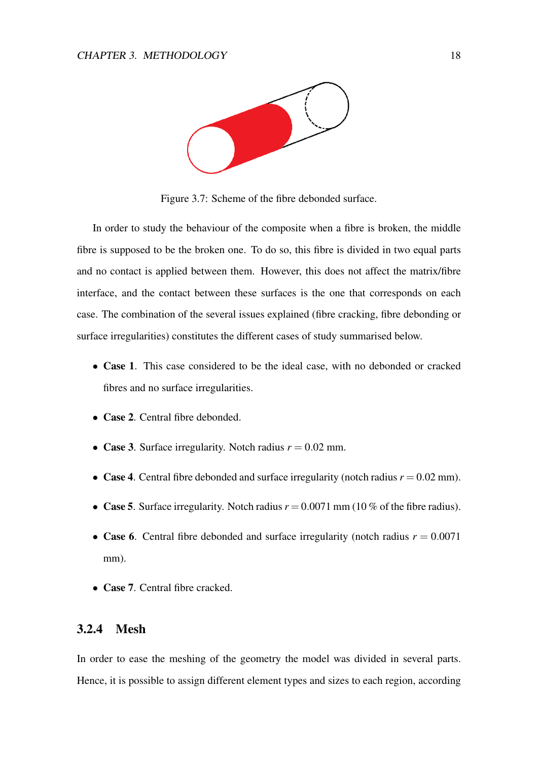Figure 3.7: Scheme of the fibre debonded surface.

In order to study the behaviour of the composite when a fibre is broken, the middle fibre is supposed to be the broken one. To do so, this fibre is divided in two equal parts and no contact is applied between them. However, this does not affect the matrix/fibre interface, and the contact between these surfaces is the one that corresponds on each case. The combination of the several issues explained (fibre cracking, fibre debonding or surface irregularities) constitutes the different cases of study summarised below.

- **Case 1**. This case considered to be the ideal case, with no debonded or cracked fibres and no surface irregularities.
- **Case 2**. Central fibre debonded.
- **Case 3**. Surface irregularity. Notch radius $r = 0.02$ mm.
- **Case 4**. Central fibre debonded and surface irregularity (notch radius $r = 0.02$ mm).
- **Case 5**. Surface irregularity. Notch radius $r = 0.0071$ mm (10 % of the fibre radius).
- **Case 6**. Central fibre debonded and surface irregularity (notch radius $r = 0.0071$ mm).
- **Case 7**. Central fibre cracked.

### 3.2.4 Mesh

In order to ease the meshing of the geometry the model was divided in several parts. Hence, it is possible to assign different element types and sizes to each region, according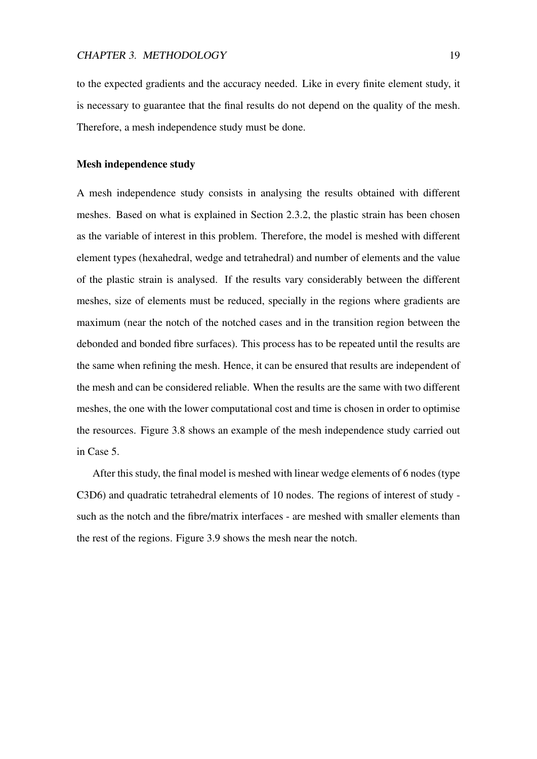to the expected gradients and the accuracy needed. Like in every finite element study, it is necessary to guarantee that the final results do not depend on the quality of the mesh. Therefore, a mesh independence study must be done.

#### Mesh independence study

A mesh independence study consists in analysing the results obtained with different meshes. Based on what is explained in Section 2.3.2, the plastic strain has been chosen as the variable of interest in this problem. Therefore, the model is meshed with different element types (hexahedral, wedge and tetrahedral) and number of elements and the value of the plastic strain is analysed. If the results vary considerably between the different meshes, size of elements must be reduced, specially in the regions where gradients are maximum (near the notch of the notched cases and in the transition region between the debonded and bonded fibre surfaces). This process has to be repeated until the results are the same when refining the mesh. Hence, it can be ensured that results are independent of the mesh and can be considered reliable. When the results are the same with two different meshes, the one with the lower computational cost and time is chosen in order to optimise the resources. Figure 3.8 shows an example of the mesh independence study carried out in Case 5.

After this study, the final model is meshed with linear wedge elements of 6 nodes (type C3D6) and quadratic tetrahedral elements of 10 nodes. The regions of interest of study - such as the notch and the fibre/matrix interfaces - are meshed with smaller elements than the rest of the regions. Figure 3.9 shows the mesh near the notch.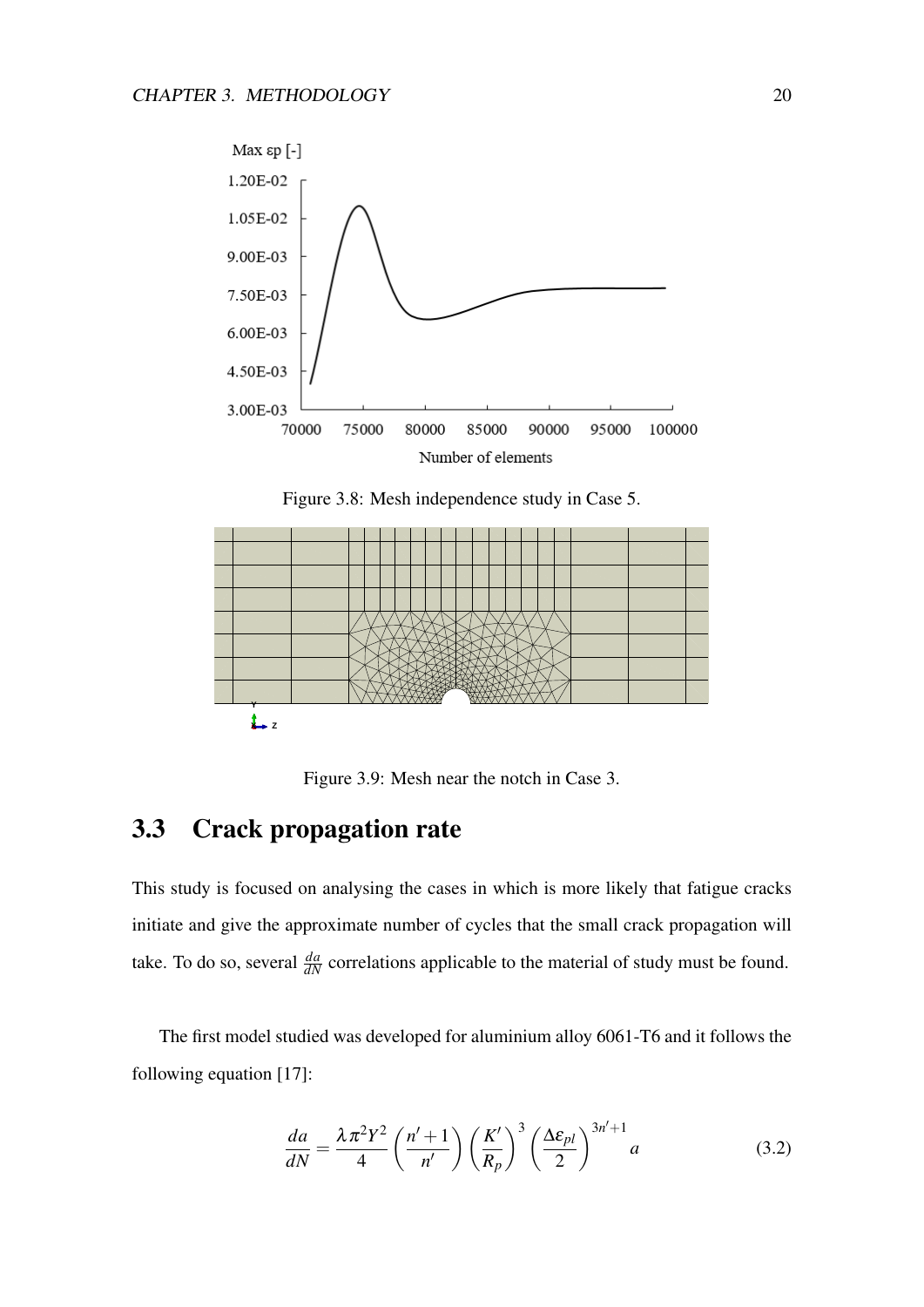Figure 3.8: Mesh independence study in Case 5.

Figure 3.9: Mesh near the notch in Case 3.

## 3.3 Crack propagation rate

This study is focused on analysing the cases in which is more likely that fatigue cracks initiate and give the approximate number of cycles that the small crack propagation will take. To do so, several $\frac{da}{dN}$ correlations applicable to the material of study must be found.

The first model studied was developed for aluminium alloy 6061-T6 and it follows the following equation [17]:

$$\frac{da}{dN} = \frac{\lambda \pi^2 Y^2}{4} \left( \frac{n'+1}{n'} \right) \left( \frac{K'}{R_p} \right)^3 \left( \frac{\Delta \varepsilon_{pl}}{2} \right)^{3n'+1} a \tag{3.2}$$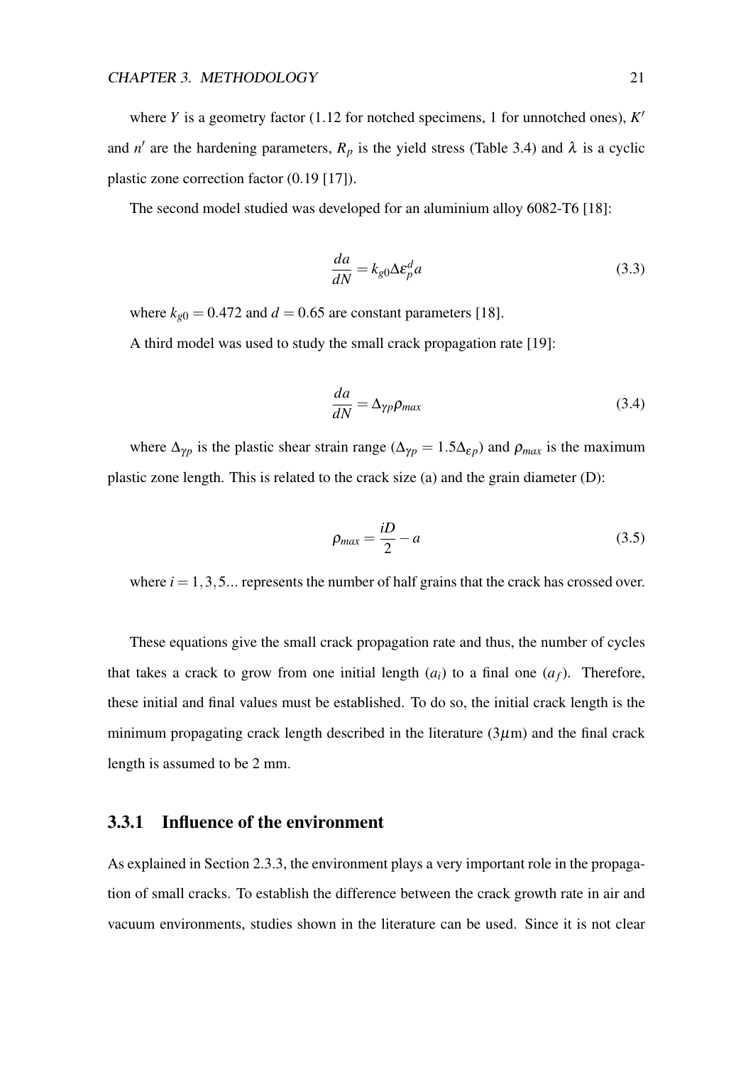where $Y$ is a geometry factor (1.12 for notched specimens, 1 for unnotched ones), $K'$ and $n'$ are the hardening parameters, $R_p$ is the yield stress (Table 3.4) and $\lambda$ is a cyclic plastic zone correction factor (0.19 [17]).

The second model studied was developed for an aluminium alloy 6082-T6 [18]:

$$\frac{da}{dN} = k_{g0} \Delta \varepsilon_p^d a \tag{3.3}$$

where $k_{g0} = 0.472$ and $d = 0.65$ are constant parameters [18].

A third model was used to study the small crack propagation rate [19]:

$$\frac{da}{dN} = \Delta_{\gamma p} \rho_{max} \tag{3.4}$$

where $\Delta_{\gamma p}$ is the plastic shear strain range ($\Delta_{\gamma p} = 1.5 \Delta_{\varepsilon p}$) and $\rho_{max}$ is the maximum plastic zone length. This is related to the crack size (a) and the grain diameter (D):

$$\rho_{max} = \frac{iD}{2} - a \tag{3.5}$$

where $i = 1, 3, 5...$ represents the number of half grains that the crack has crossed over.

These equations give the small crack propagation rate and thus, the number of cycles that takes a crack to grow from one initial length ($a_i$) to a final one ($a_f$). Therefore, these initial and final values must be established. To do so, the initial crack length is the minimum propagating crack length described in the literature ($3\mu$m) and the final crack length is assumed to be 2 mm.

### 3.3.1 Influence of the environment

As explained in Section 2.3.3, the environment plays a very important role in the propagation of small cracks. To establish the difference between the crack growth rate in air and vacuum environments, studies shown in the literature can be used. Since it is not clear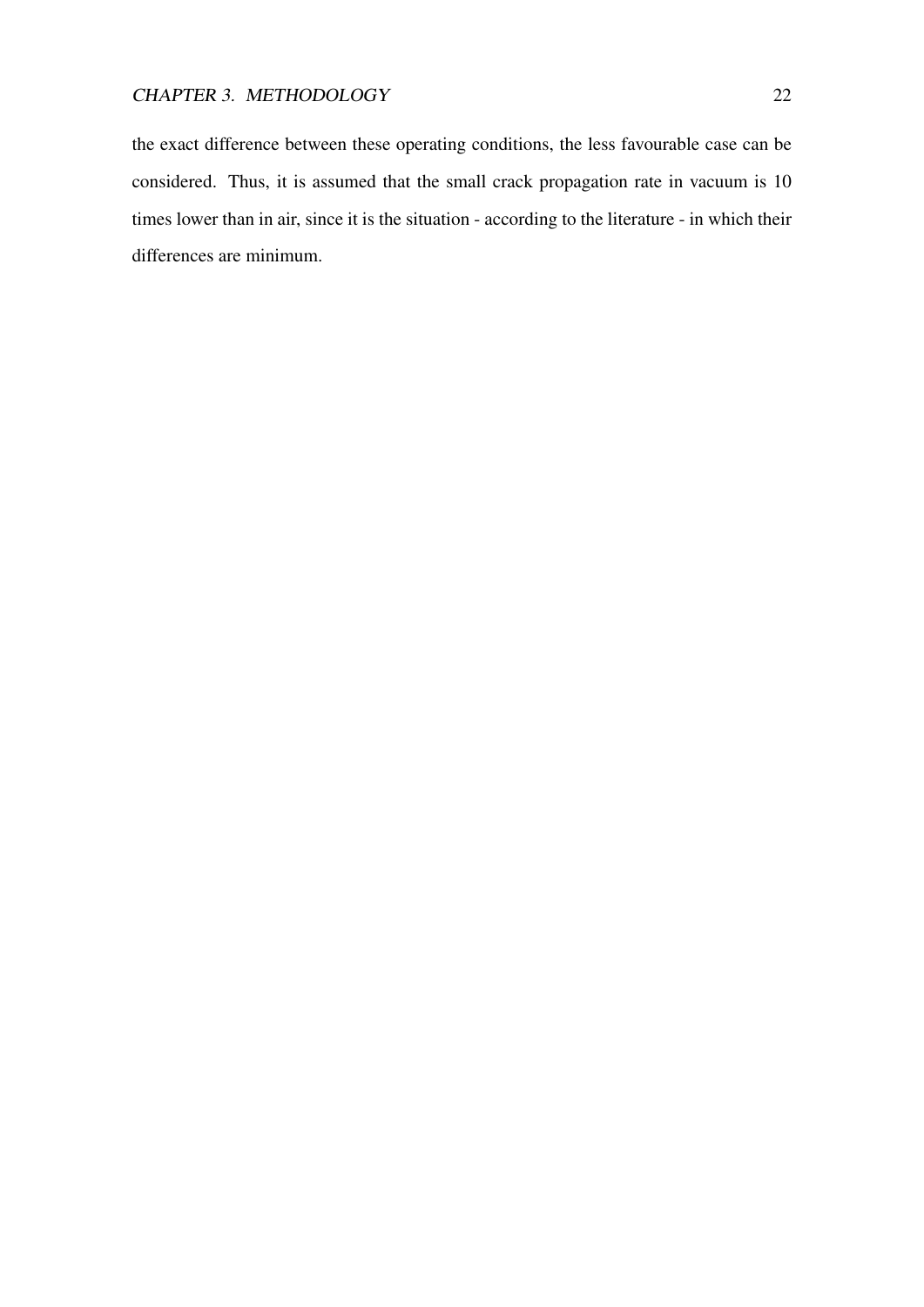the exact difference between these operating conditions, the less favourable case can be considered. Thus, it is assumed that the small crack propagation rate in vacuum is 10 times lower than in air, since it is the situation - according to the literature - in which their differences are minimum.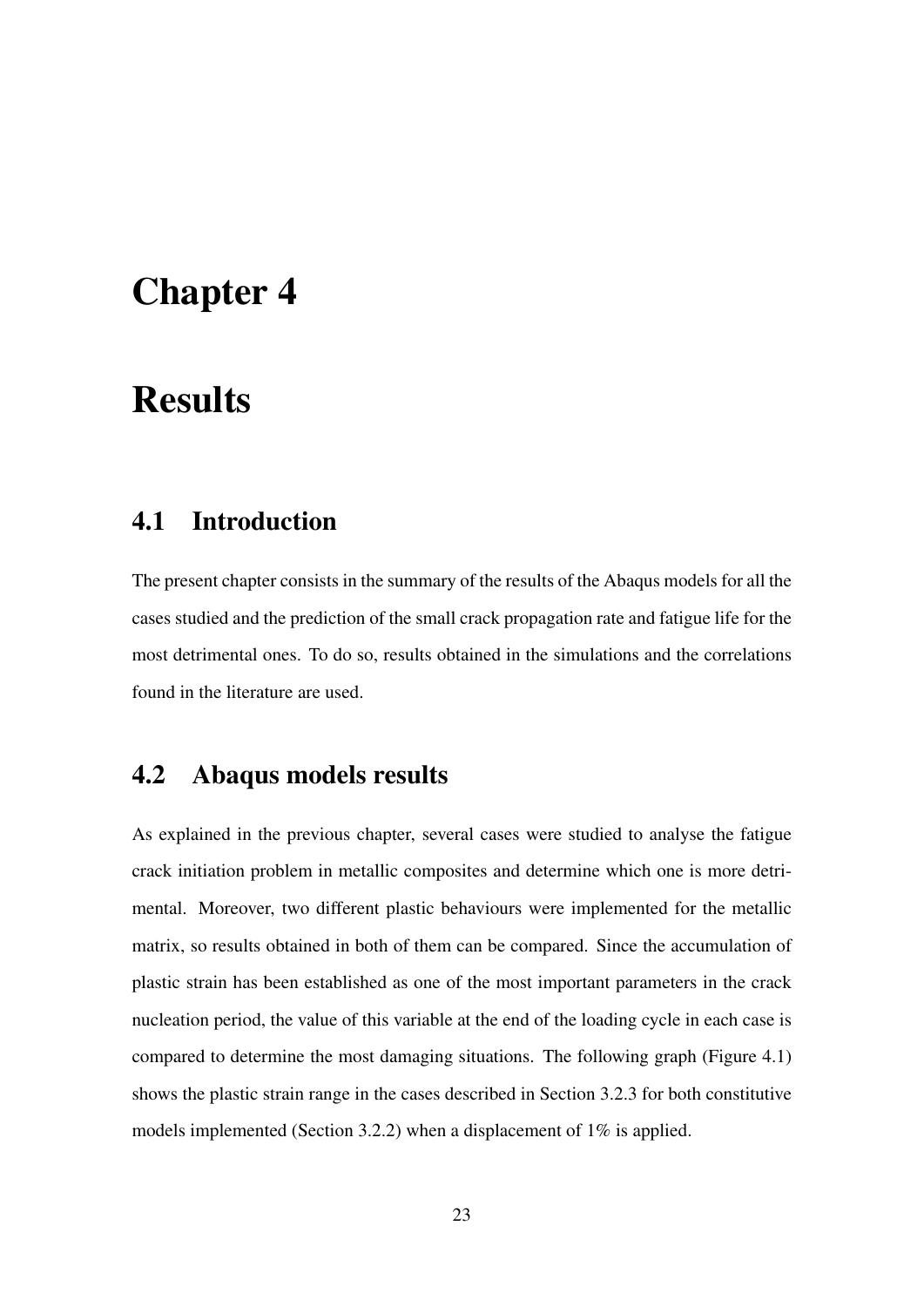# Chapter 4

# Results

## 4.1 Introduction

The present chapter consists in the summary of the results of the Abaqus models for all the cases studied and the prediction of the small crack propagation rate and fatigue life for the most detrimental ones. To do so, results obtained in the simulations and the correlations found in the literature are used.

## 4.2 Abaqus models results

As explained in the previous chapter, several cases were studied to analyse the fatigue crack initiation problem in metallic composites and determine which one is more detrimental. Moreover, two different plastic behaviours were implemented for the metallic matrix, so results obtained in both of them can be compared. Since the accumulation of plastic strain has been established as one of the most important parameters in the crack nucleation period, the value of this variable at the end of the loading cycle in each case is compared to determine the most damaging situations. The following graph (Figure 4.1) shows the plastic strain range in the cases described in Section 3.2.3 for both constitutive models implemented (Section 3.2.2) when a displacement of 1% is applied.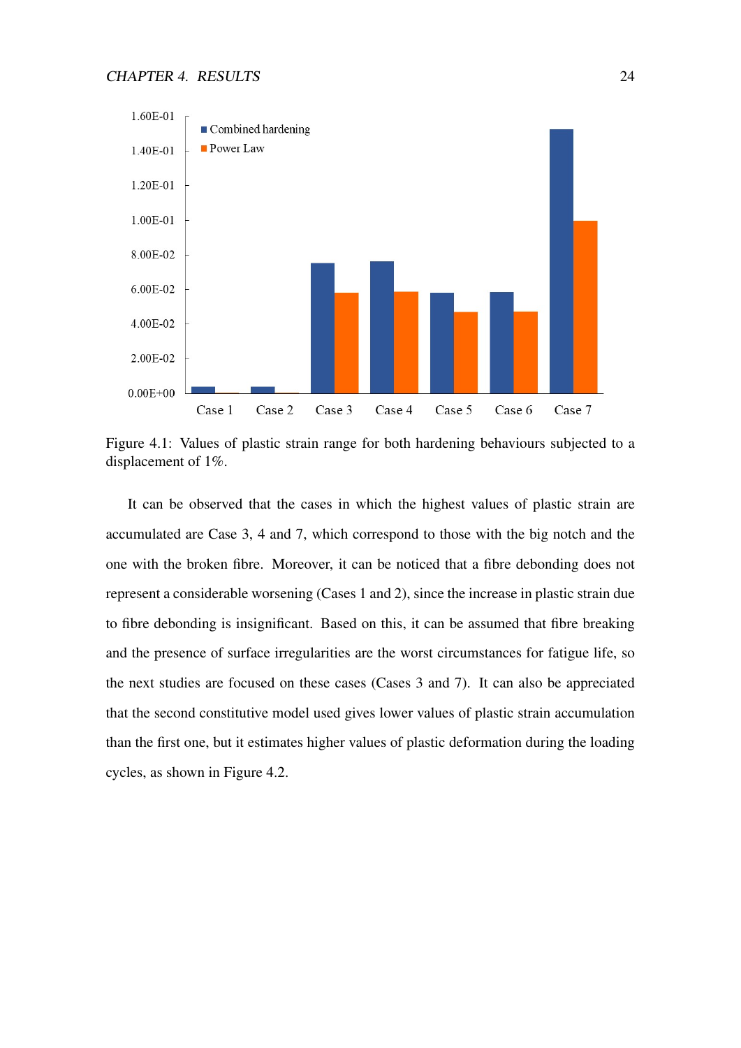Figure 4.1: Values of plastic strain range for both hardening behaviours subjected to a displacement of 1%.

It can be observed that the cases in which the highest values of plastic strain are accumulated are Case 3, 4 and 7, which correspond to those with the big notch and the one with the broken fibre. Moreover, it can be noticed that a fibre debonding does not represent a considerable worsening (Cases 1 and 2), since the increase in plastic strain due to fibre debonding is insignificant. Based on this, it can be assumed that fibre breaking and the presence of surface irregularities are the worst circumstances for fatigue life, so the next studies are focused on these cases (Cases 3 and 7). It can also be appreciated that the second constitutive model used gives lower values of plastic strain accumulation than the first one, but it estimates higher values of plastic deformation during the loading cycles, as shown in Figure 4.2.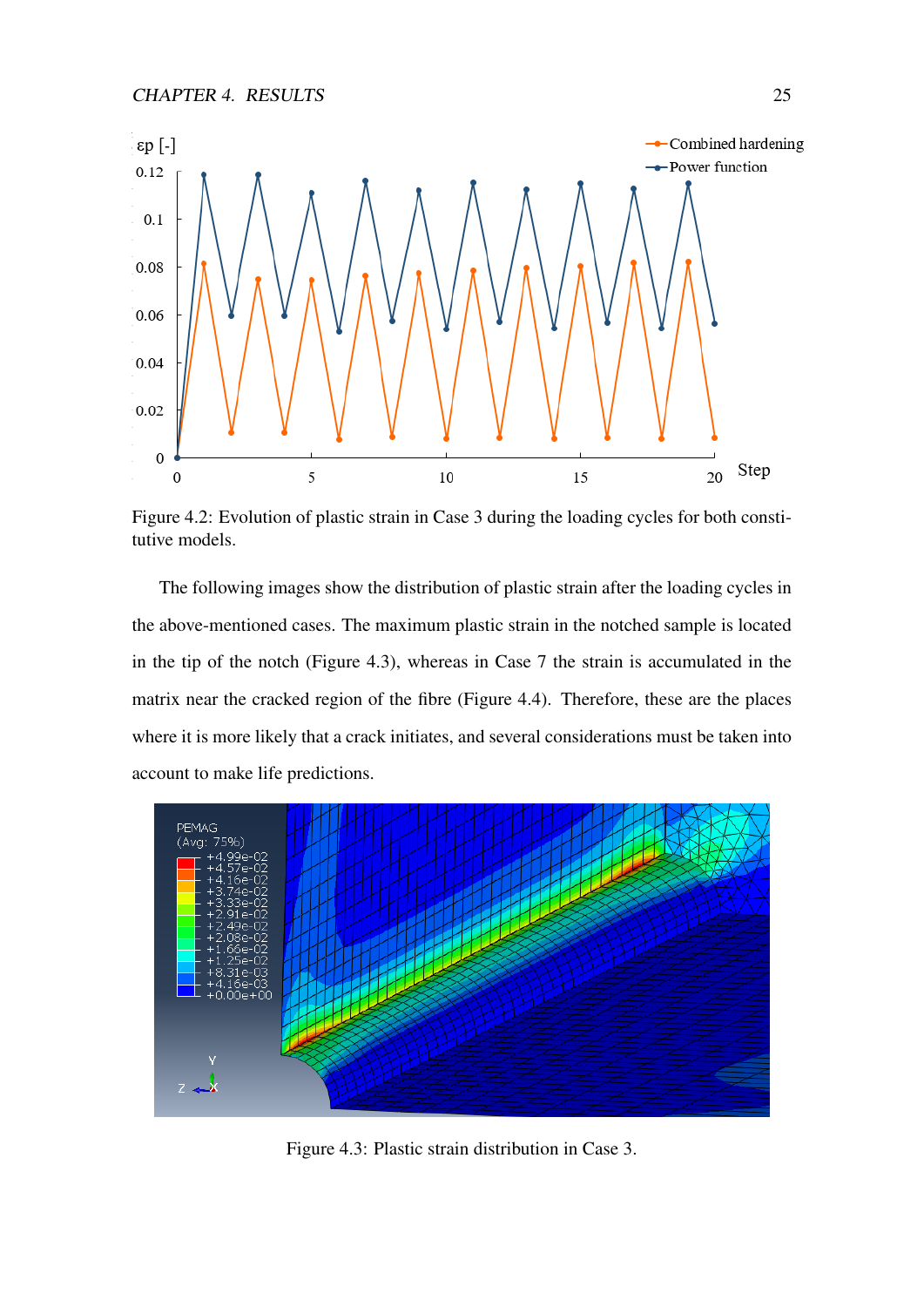Figure 4.2: Evolution of plastic strain in Case 3 during the loading cycles for both constitutive models.

The following images show the distribution of plastic strain after the loading cycles in the above-mentioned cases. The maximum plastic strain in the notched sample is located in the tip of the notch (Figure 4.3), whereas in Case 7 the strain is accumulated in the matrix near the cracked region of the fibre (Figure 4.4). Therefore, these are the places where it is more likely that a crack initiates, and several considerations must be taken into account to make life predictions.

Figure 4.3: Plastic strain distribution in Case 3.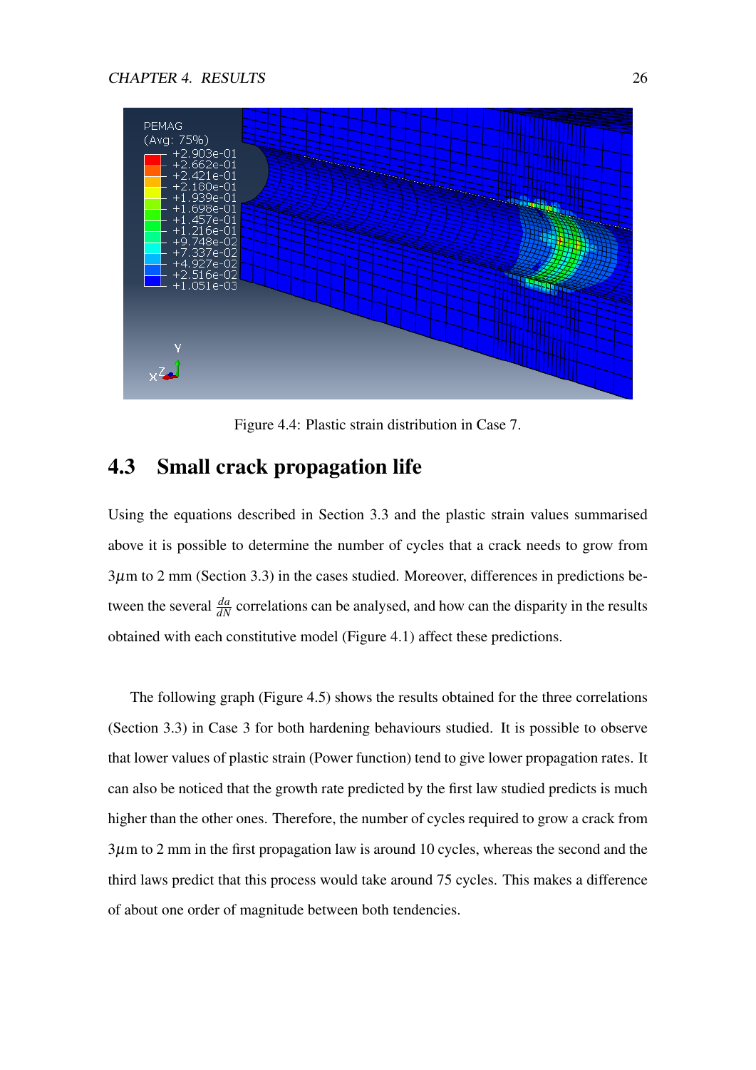Figure 4.4: Plastic strain distribution in Case 7.

## 4.3 Small crack propagation life

Using the equations described in Section 3.3 and the plastic strain values summarised above it is possible to determine the number of cycles that a crack needs to grow from 3$\mu$m to 2 mm (Section 3.3) in the cases studied. Moreover, differences in predictions between the several $\frac{da}{dN}$ correlations can be analysed, and how can the disparity in the results obtained with each constitutive model (Figure 4.1) affect these predictions.

The following graph (Figure 4.5) shows the results obtained for the three correlations (Section 3.3) in Case 3 for both hardening behaviours studied. It is possible to observe that lower values of plastic strain (Power function) tend to give lower propagation rates. It can also be noticed that the growth rate predicted by the first law studied predicts is much higher than the other ones. Therefore, the number of cycles required to grow a crack from 3$\mu$m to 2 mm in the first propagation law is around 10 cycles, whereas the second and the third laws predict that this process would take around 75 cycles. This makes a difference of about one order of magnitude between both tendencies.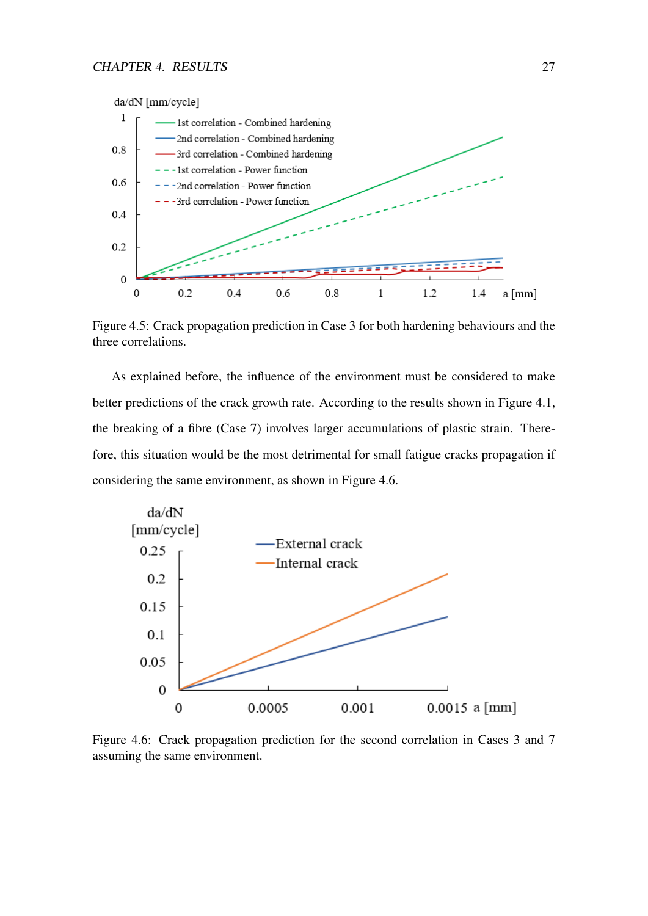Figure 4.5: Crack propagation prediction in Case 3 for both hardening behaviours and the three correlations.

As explained before, the influence of the environment must be considered to make better predictions of the crack growth rate. According to the results shown in Figure 4.1, the breaking of a fibre (Case 7) involves larger accumulations of plastic strain. Therefore, this situation would be the most detrimental for small fatigue cracks propagation if considering the same environment, as shown in Figure 4.6.

Figure 4.6: Crack propagation prediction for the second correlation in Cases 3 and 7 assuming the same environment.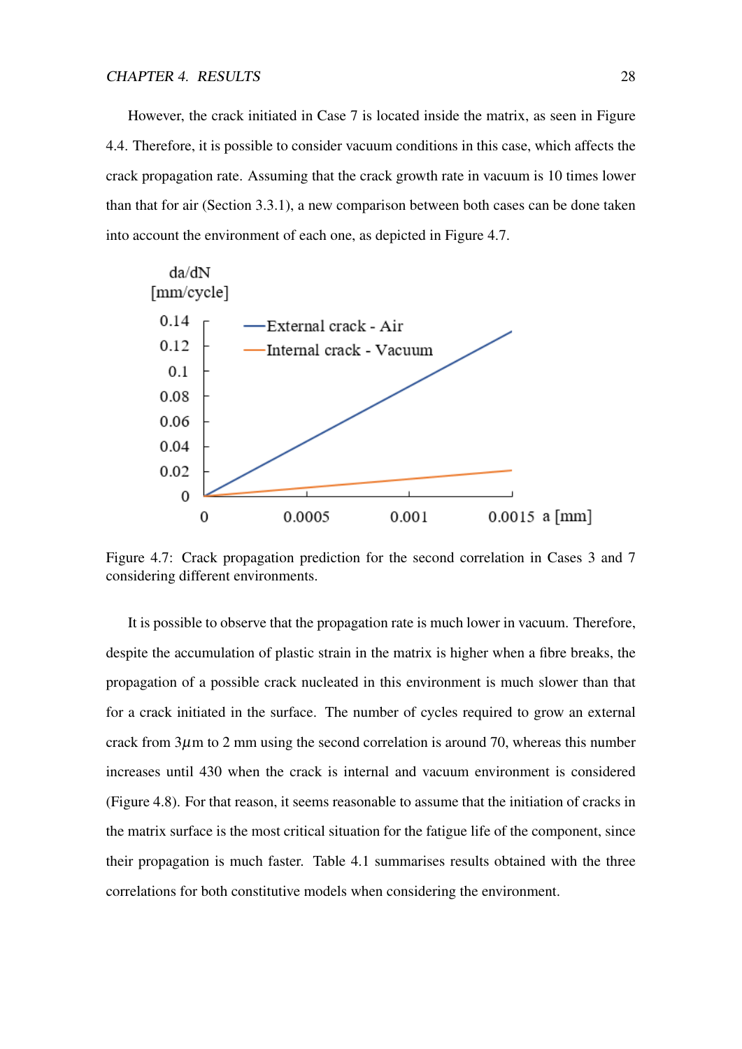However, the crack initiated in Case 7 is located inside the matrix, as seen in Figure 4.4. Therefore, it is possible to consider vacuum conditions in this case, which affects the crack propagation rate. Assuming that the crack growth rate in vacuum is 10 times lower than that for air (Section 3.3.1), a new comparison between both cases can be done taken into account the environment of each one, as depicted in Figure 4.7.

Figure 4.7: Crack propagation prediction for the second correlation in Cases 3 and 7 considering different environments.

It is possible to observe that the propagation rate is much lower in vacuum. Therefore, despite the accumulation of plastic strain in the matrix is higher when a fibre breaks, the propagation of a possible crack nucleated in this environment is much slower than that for a crack initiated in the surface. The number of cycles required to grow an external crack from 3$\mu$m to 2 mm using the second correlation is around 70, whereas this number increases until 430 when the crack is internal and vacuum environment is considered (Figure 4.8). For that reason, it seems reasonable to assume that the initiation of cracks in the matrix surface is the most critical situation for the fatigue life of the component, since their propagation is much faster. Table 4.1 summarises results obtained with the three correlations for both constitutive models when considering the environment.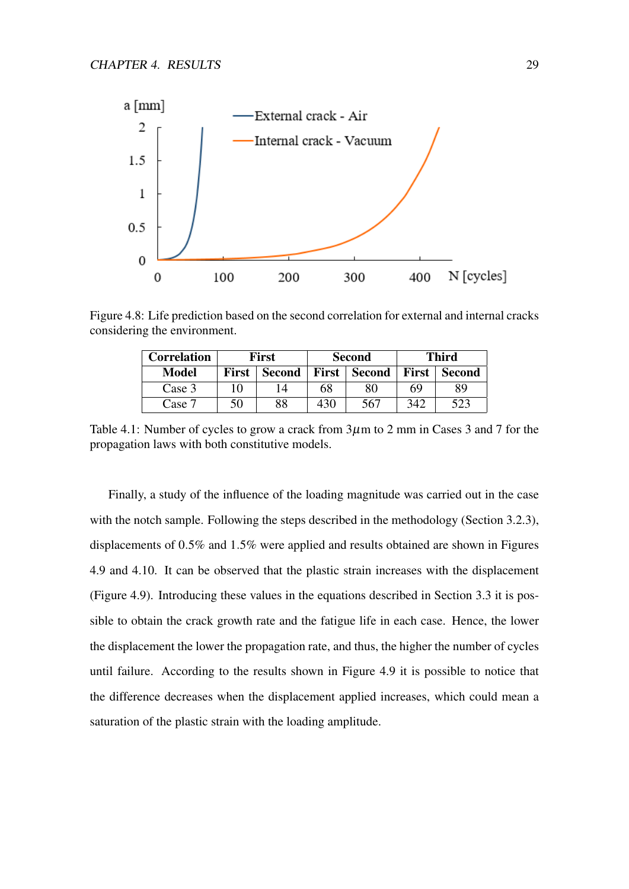Figure 4.8: Life prediction based on the second correlation for external and internal cracks considering the environment.

| Correlation | First | | Second | | Third | |
|---|---|---|---|---|---|---|
| Model | First | Second | First | Second | First | Second |
| Case 3 | 10 | 14 | 68 | 80 | 69 | 89 |
| Case 7 | 50 | 88 | 430 | 567 | 342 | 523 |

Table 4.1: Number of cycles to grow a crack from 3$\mu$m to 2 mm in Cases 3 and 7 for the propagation laws with both constitutive models.

Finally, a study of the influence of the loading magnitude was carried out in the case with the notch sample. Following the steps described in the methodology (Section 3.2.3), displacements of 0.5% and 1.5% were applied and results obtained are shown in Figures 4.9 and 4.10. It can be observed that the plastic strain increases with the displacement (Figure 4.9). Introducing these values in the equations described in Section 3.3 it is possible to obtain the crack growth rate and the fatigue life in each case. Hence, the lower the displacement the lower the propagation rate, and thus, the higher the number of cycles until failure. According to the results shown in Figure 4.9 it is possible to notice that the difference decreases when the displacement applied increases, which could mean a saturation of the plastic strain with the loading amplitude.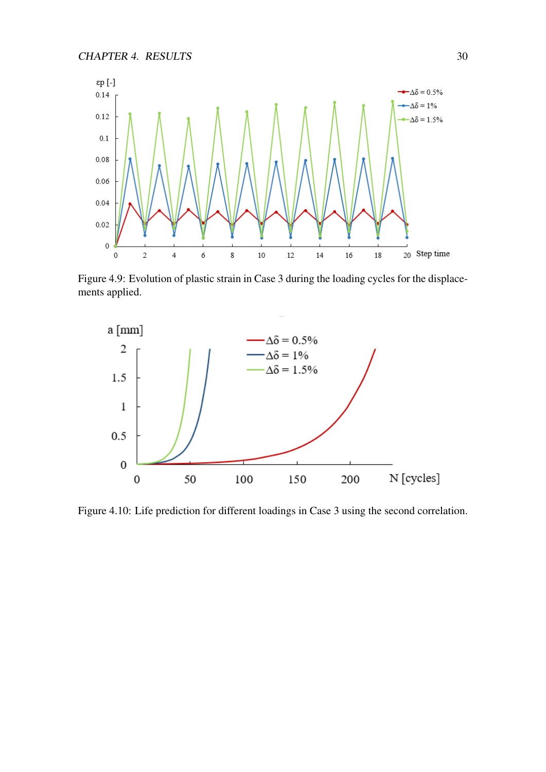Figure 4.9: Evolution of plastic strain in Case 3 during the loading cycles for the displacements applied.

Figure 4.10: Life prediction for different loadings in Case 3 using the second correlation.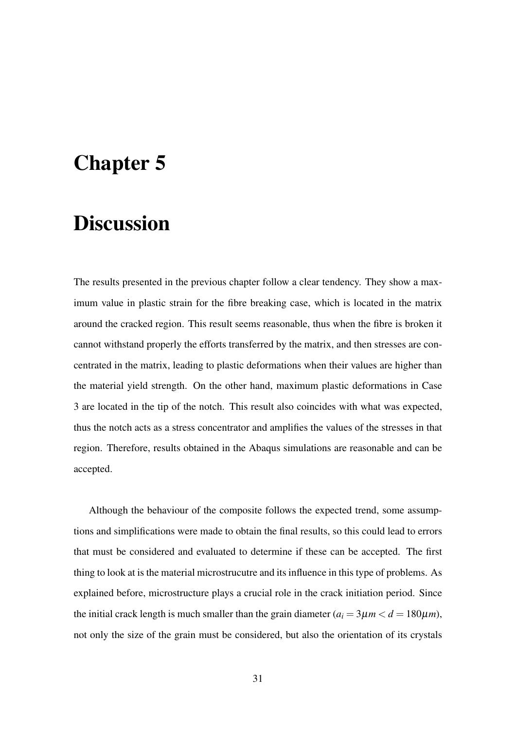# Chapter 5

# Discussion

The results presented in the previous chapter follow a clear tendency. They show a maximum value in plastic strain for the fibre breaking case, which is located in the matrix around the cracked region. This result seems reasonable, thus when the fibre is broken it cannot withstand properly the efforts transferred by the matrix, and then stresses are concentrated in the matrix, leading to plastic deformations when their values are higher than the material yield strength. On the other hand, maximum plastic deformations in Case 3 are located in the tip of the notch. This result also coincides with what was expected, thus the notch acts as a stress concentrator and amplifies the values of the stresses in that region. Therefore, results obtained in the Abaqus simulations are reasonable and can be accepted.

Although the behaviour of the composite follows the expected trend, some assumptions and simplifications were made to obtain the final results, so this could lead to errors that must be considered and evaluated to determine if these can be accepted. The first thing to look at is the material microstrucutre and its influence in this type of problems. As explained before, microstructure plays a crucial role in the crack initiation period. Since the initial crack length is much smaller than the grain diameter ($a_i = 3\mu m < d = 180\mu m$), not only the size of the grain must be considered, but also the orientation of its crystals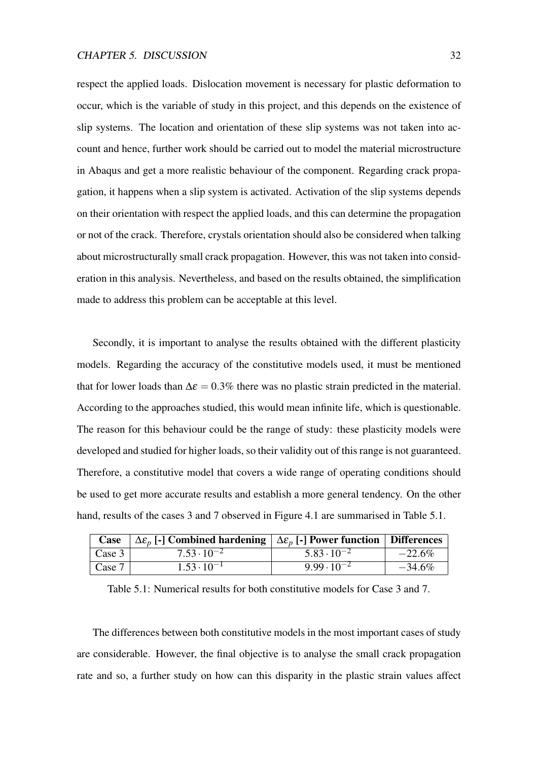respect the applied loads. Dislocation movement is necessary for plastic deformation to occur, which is the variable of study in this project, and this depends on the existence of slip systems. The location and orientation of these slip systems was not taken into account and hence, further work should be carried out to model the material microstructure in Abaqus and get a more realistic behaviour of the component. Regarding crack propagation, it happens when a slip system is activated. Activation of the slip systems depends on their orientation with respect the applied loads, and this can determine the propagation or not of the crack. Therefore, crystals orientation should also be considered when talking about microstructurally small crack propagation. However, this was not taken into consideration in this analysis. Nevertheless, and based on the results obtained, the simplification made to address this problem can be acceptable at this level.

Secondly, it is important to analyse the results obtained with the different plasticity models. Regarding the accuracy of the constitutive models used, it must be mentioned that for lower loads than $\Delta\varepsilon = 0.3\%$ there was no plastic strain predicted in the material. According to the approaches studied, this would mean infinite life, which is questionable. The reason for this behaviour could be the range of study: these plasticity models were developed and studied for higher loads, so their validity out of this range is not guaranteed. Therefore, a constitutive model that covers a wide range of operating conditions should be used to get more accurate results and establish a more general tendency. On the other hand, results of the cases 3 and 7 observed in Figure 4.1 are summarised in Table 5.1.

| **Case** | $\Delta\varepsilon_p$ **[-] Combined hardening** | $\Delta\varepsilon_p$ **[-] Power function** | **Differences** |
|---|---|---|---|
| Case 3 | $7.53 \cdot 10^{-2}$ | $5.83 \cdot 10^{-2}$ | $-22.6\%$ |
| Case 7 | $1.53 \cdot 10^{-1}$ | $9.99 \cdot 10^{-2}$ | $-34.6\%$ |

Table 5.1: Numerical results for both constitutive models for Case 3 and 7.

The differences between both constitutive models in the most important cases of study are considerable. However, the final objective is to analyse the small crack propagation rate and so, a further study on how can this disparity in the plastic strain values affect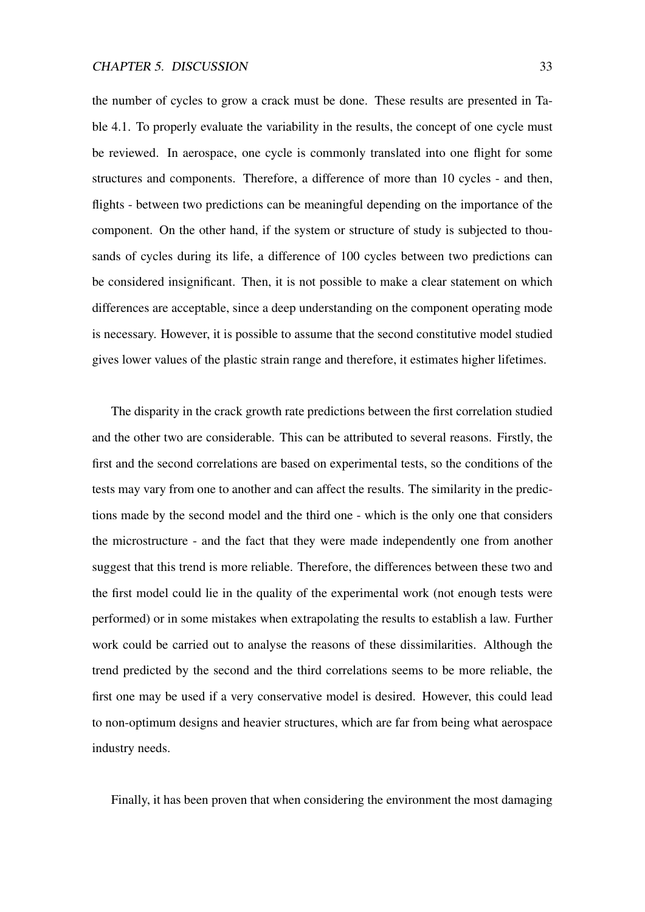the number of cycles to grow a crack must be done. These results are presented in Table 4.1. To properly evaluate the variability in the results, the concept of one cycle must be reviewed. In aerospace, one cycle is commonly translated into one flight for some structures and components. Therefore, a difference of more than 10 cycles - and then, flights - between two predictions can be meaningful depending on the importance of the component. On the other hand, if the system or structure of study is subjected to thousands of cycles during its life, a difference of 100 cycles between two predictions can be considered insignificant. Then, it is not possible to make a clear statement on which differences are acceptable, since a deep understanding on the component operating mode is necessary. However, it is possible to assume that the second constitutive model studied gives lower values of the plastic strain range and therefore, it estimates higher lifetimes.

The disparity in the crack growth rate predictions between the first correlation studied and the other two are considerable. This can be attributed to several reasons. Firstly, the first and the second correlations are based on experimental tests, so the conditions of the tests may vary from one to another and can affect the results. The similarity in the predictions made by the second model and the third one - which is the only one that considers the microstructure - and the fact that they were made independently one from another suggest that this trend is more reliable. Therefore, the differences between these two and the first model could lie in the quality of the experimental work (not enough tests were performed) or in some mistakes when extrapolating the results to establish a law. Further work could be carried out to analyse the reasons of these dissimilarities. Although the trend predicted by the second and the third correlations seems to be more reliable, the first one may be used if a very conservative model is desired. However, this could lead to non-optimum designs and heavier structures, which are far from being what aerospace industry needs.

Finally, it has been proven that when considering the environment the most damaging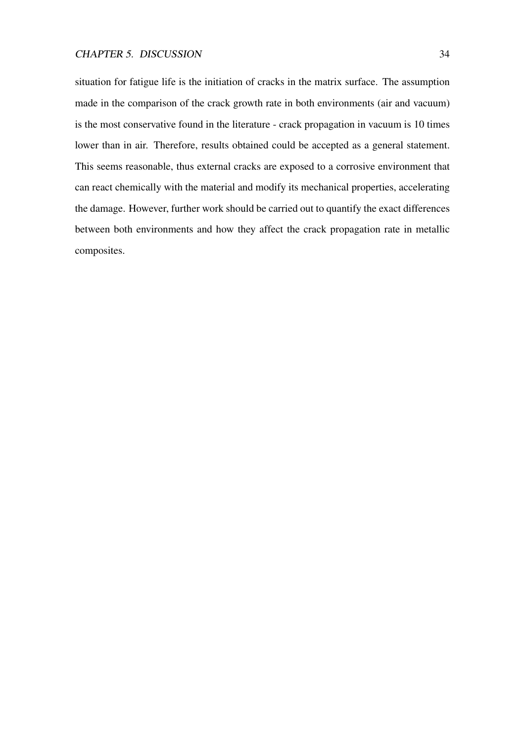situation for fatigue life is the initiation of cracks in the matrix surface. The assumption made in the comparison of the crack growth rate in both environments (air and vacuum) is the most conservative found in the literature - crack propagation in vacuum is 10 times lower than in air. Therefore, results obtained could be accepted as a general statement. This seems reasonable, thus external cracks are exposed to a corrosive environment that can react chemically with the material and modify its mechanical properties, accelerating the damage. However, further work should be carried out to quantify the exact differences between both environments and how they affect the crack propagation rate in metallic composites.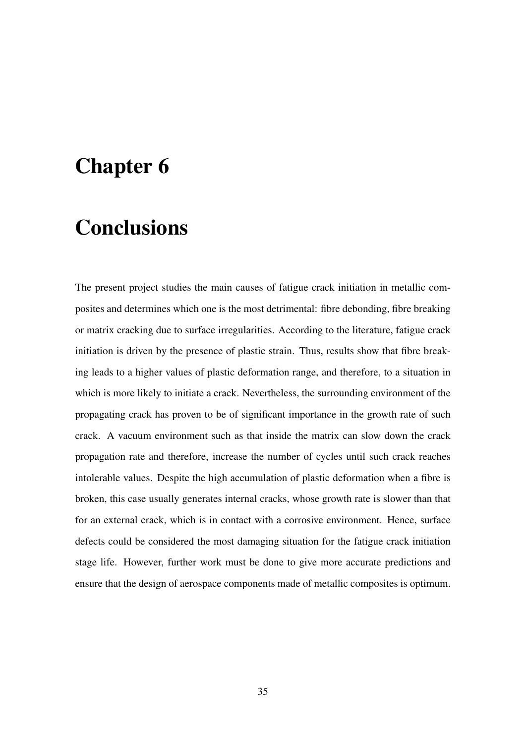# Chapter 6

# Conclusions

The present project studies the main causes of fatigue crack initiation in metallic composites and determines which one is the most detrimental: fibre debonding, fibre breaking or matrix cracking due to surface irregularities. According to the literature, fatigue crack initiation is driven by the presence of plastic strain. Thus, results show that fibre breaking leads to a higher values of plastic deformation range, and therefore, to a situation in which is more likely to initiate a crack. Nevertheless, the surrounding environment of the propagating crack has proven to be of significant importance in the growth rate of such crack. A vacuum environment such as that inside the matrix can slow down the crack propagation rate and therefore, increase the number of cycles until such crack reaches intolerable values. Despite the high accumulation of plastic deformation when a fibre is broken, this case usually generates internal cracks, whose growth rate is slower than that for an external crack, which is in contact with a corrosive environment. Hence, surface defects could be considered the most damaging situation for the fatigue crack initiation stage life. However, further work must be done to give more accurate predictions and ensure that the design of aerospace components made of metallic composites is optimum.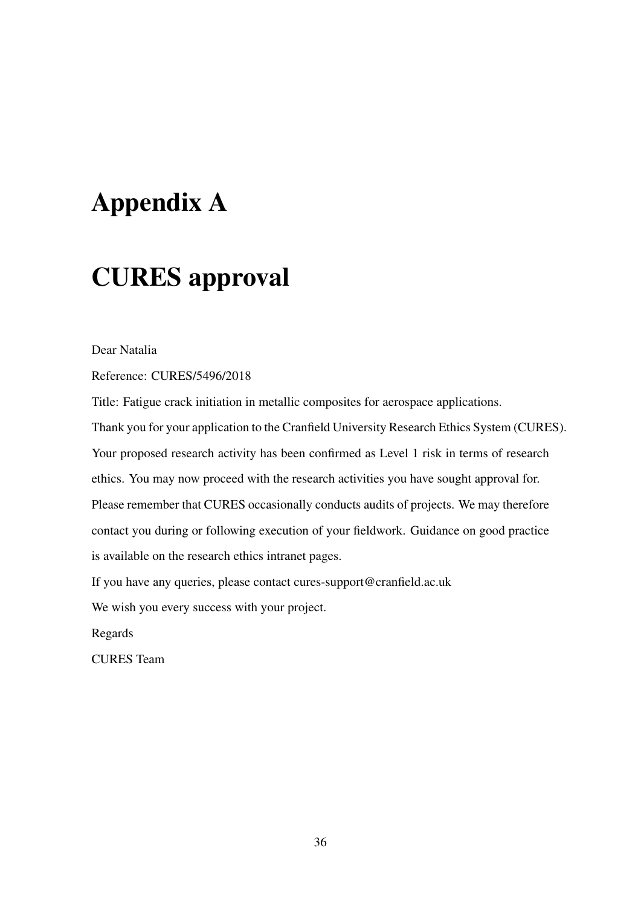# Appendix A

# CURES approval

Dear Natalia

Reference: CURES/5496/2018

Title: Fatigue crack initiation in metallic composites for aerospace applications.

Thank you for your application to the Cranfield University Research Ethics System (CURES). Your proposed research activity has been confirmed as Level 1 risk in terms of research ethics. You may now proceed with the research activities you have sought approval for.

Please remember that CURES occasionally conducts audits of projects. We may therefore contact you during or following execution of your fieldwork. Guidance on good practice is available on the research ethics intranet pages.

If you have any queries, please contact cures-support@cranfield.ac.uk

We wish you every success with your project.

Regards

CURES Team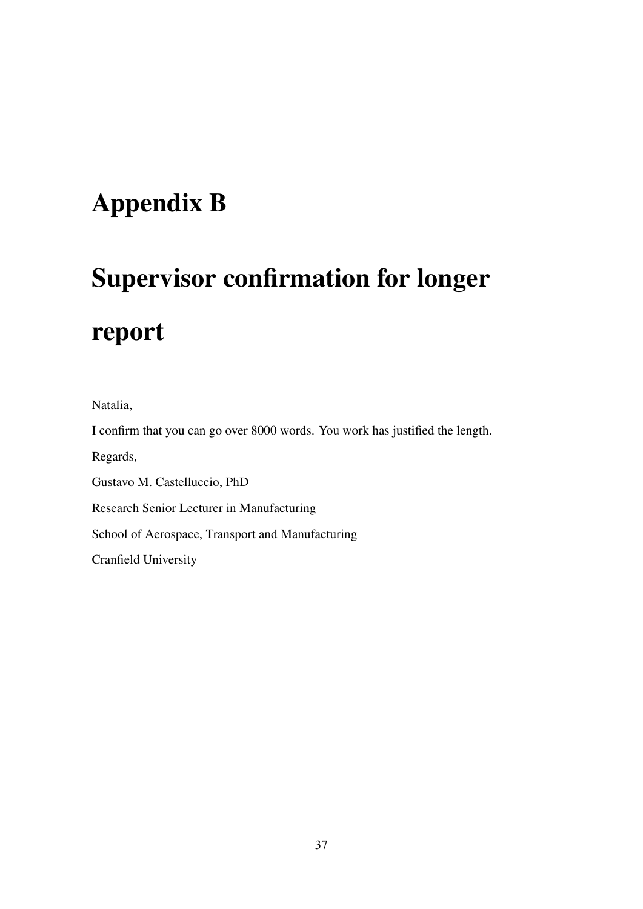# Appendix B

# Supervisor confirmation for longer report

Natalia,

I confirm that you can go over 8000 words. You work has justified the length.

Regards,

Gustavo M. Castelluccio, PhD

Research Senior Lecturer in Manufacturing

School of Aerospace, Transport and Manufacturing

Cranfield University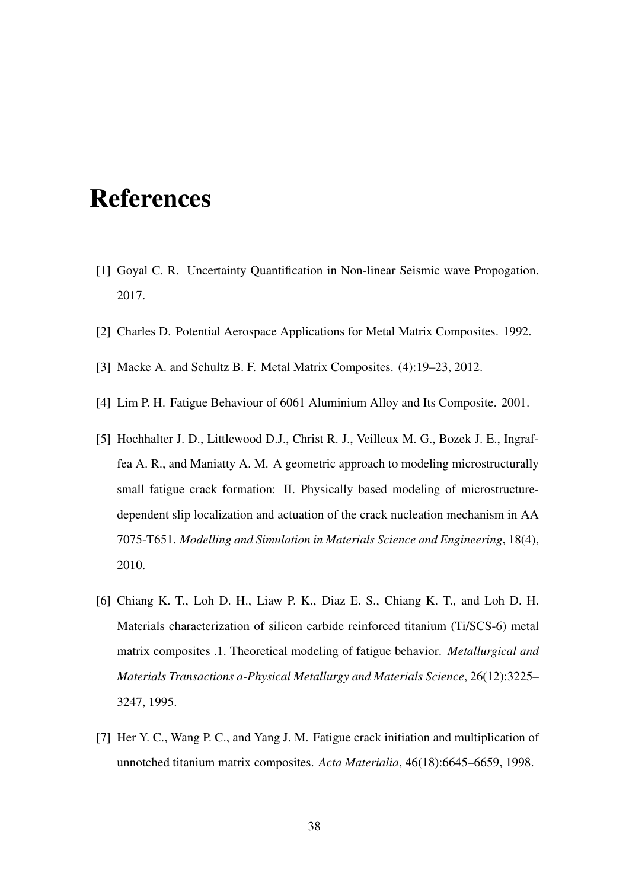# References

[1] Goyal C. R. Uncertainty Quantification in Non-linear Seismic wave Propogation. 2017.

[2] Charles D. Potential Aerospace Applications for Metal Matrix Composites. 1992.

[3] Macke A. and Schultz B. F. Metal Matrix Composites. (4):19–23, 2012.

[4] Lim P. H. Fatigue Behaviour of 6061 Aluminium Alloy and Its Composite. 2001.

[5] Hochhalter J. D., Littlewood D.J., Christ R. J., Veilleux M. G., Bozek J. E., Ingraffea A. R., and Maniatty A. M. A geometric approach to modeling microstructurally small fatigue crack formation: II. Physically based modeling of microstructure-dependent slip localization and actuation of the crack nucleation mechanism in AA 7075-T651. *Modelling and Simulation in Materials Science and Engineering*, 18(4), 2010.

[6] Chiang K. T., Loh D. H., Liaw P. K., Diaz E. S., Chiang K. T., and Loh D. H. Materials characterization of silicon carbide reinforced titanium (Ti/SCS-6) metal matrix composites .1. Theoretical modeling of fatigue behavior. *Metallurgical and Materials Transactions a-Physical Metallurgy and Materials Science*, 26(12):3225–3247, 1995.

[7] Her Y. C., Wang P. C., and Yang J. M. Fatigue crack initiation and multiplication of unnotched titanium matrix composites. *Acta Materialia*, 46(18):6645–6659, 1998.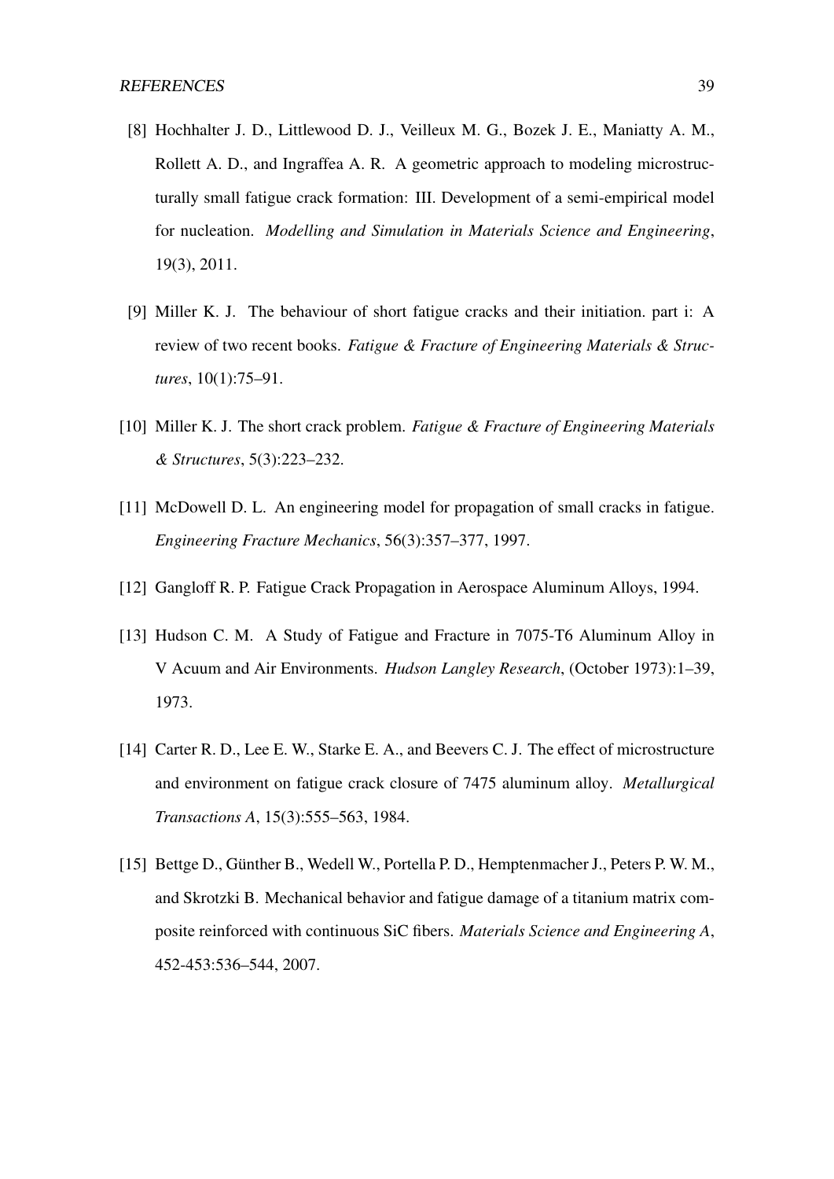[8] Hochhalter J. D., Littlewood D. J., Veilleux M. G., Bozek J. E., Maniatty A. M., Rollett A. D., and Ingraffea A. R. A geometric approach to modeling microstructurally small fatigue crack formation: III. Development of a semi-empirical model for nucleation. *Modelling and Simulation in Materials Science and Engineering*, 19(3), 2011.

[9] Miller K. J. The behaviour of short fatigue cracks and their initiation. part i: A review of two recent books. *Fatigue & Fracture of Engineering Materials & Structures*, 10(1):75–91.

[10] Miller K. J. The short crack problem. *Fatigue & Fracture of Engineering Materials & Structures*, 5(3):223–232.

[11] McDowell D. L. An engineering model for propagation of small cracks in fatigue. *Engineering Fracture Mechanics*, 56(3):357–377, 1997.

[12] Gangloff R. P. Fatigue Crack Propagation in Aerospace Aluminum Alloys, 1994.

[13] Hudson C. M. A Study of Fatigue and Fracture in 7075-T6 Aluminum Alloy in V Acuum and Air Environments. *Hudson Langley Research*, (October 1973):1–39, 1973.

[14] Carter R. D., Lee E. W., Starke E. A., and Beevers C. J. The effect of microstructure and environment on fatigue crack closure of 7475 aluminum alloy. *Metallurgical Transactions A*, 15(3):555–563, 1984.

[15] Bettge D., Günther B., Wedell W., Portella P. D., Hemptenmacher J., Peters P. W. M., and Skrotzki B. Mechanical behavior and fatigue damage of a titanium matrix composite reinforced with continuous SiC fibers. *Materials Science and Engineering A*, 452-453:536–544, 2007.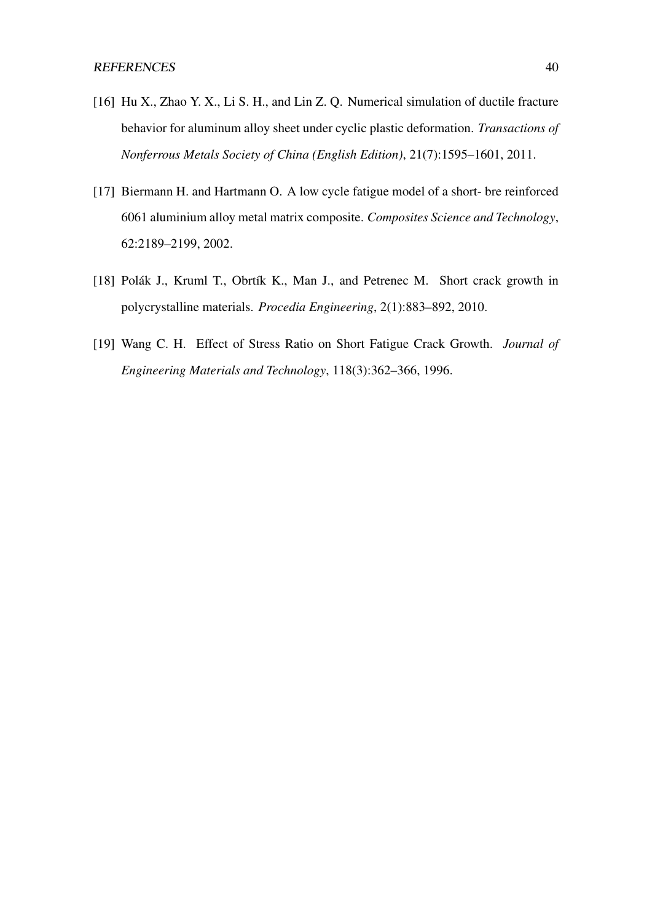[16] Hu X., Zhao Y. X., Li S. H., and Lin Z. Q. Numerical simulation of ductile fracture behavior for aluminum alloy sheet under cyclic plastic deformation. *Transactions of Nonferrous Metals Society of China (English Edition)*, 21(7):1595–1601, 2011.

[17] Biermann H. and Hartmann O. A low cycle fatigue model of a short- bre reinforced 6061 aluminium alloy metal matrix composite. *Composites Science and Technology*, 62:2189–2199, 2002.

[18] Polák J., Kruml T., Obrtík K., Man J., and Petrenec M. Short crack growth in polycrystalline materials. *Procedia Engineering*, 2(1):883–892, 2010.

[19] Wang C. H. Effect of Stress Ratio on Short Fatigue Crack Growth. *Journal of Engineering Materials and Technology*, 118(3):362–366, 1996.